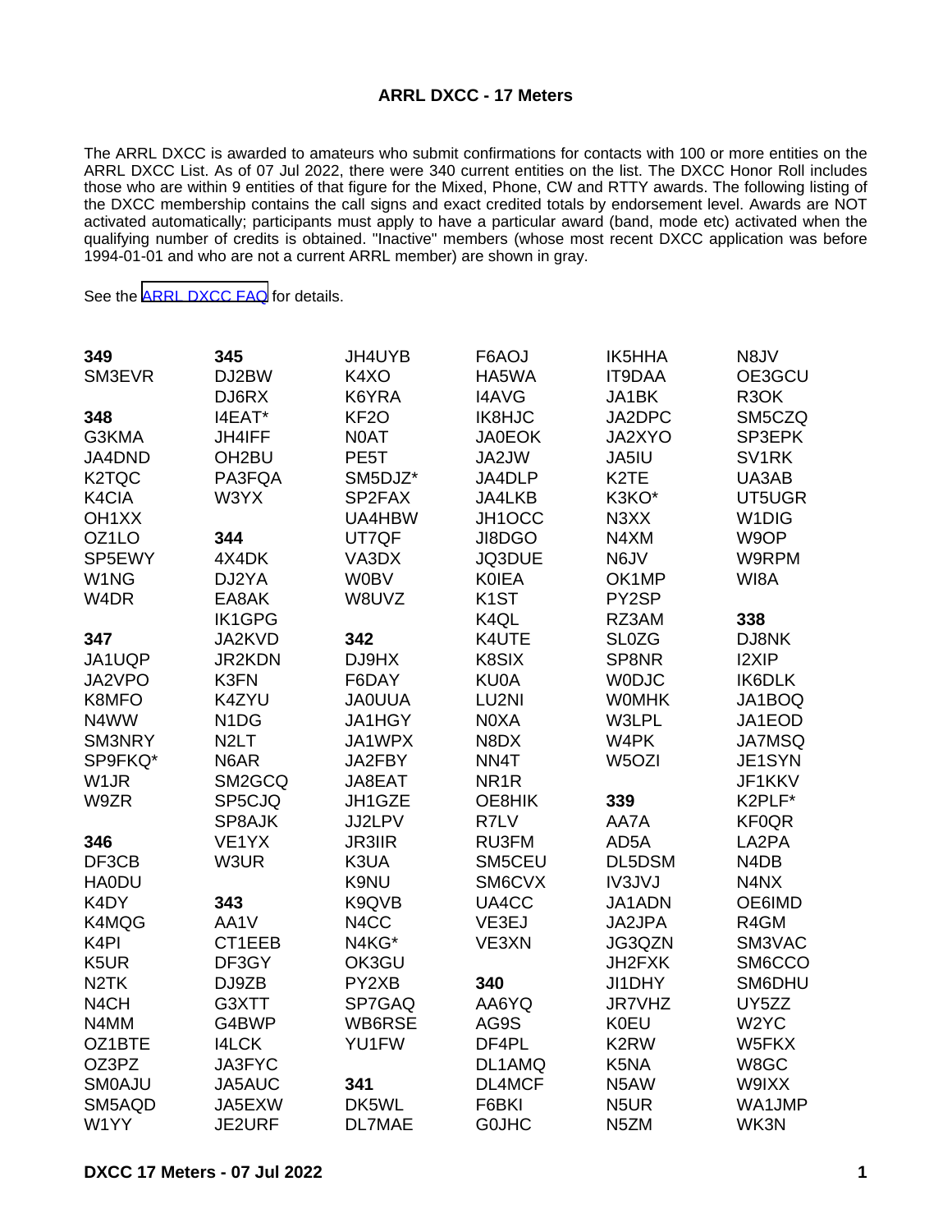**ARRL DXCC - 17 Meters**

The ARRL DXCC is awarded to amateurs who submit confirmations for contacts with 100 or more entities on the ARRL DXCC List. As of 07 Jul 2022, there were 340 current entities on the list. The DXCC Honor Roll includes those who are within 9 entities of that figure for the Mixed, Phone, CW and RTTY awards. The following listing of the DXCC membership contains the call signs and exact credited totals by endorsement level. Awards are NOT activated automatically; participants must apply to have a particular award (band, mode etc) activated when the qualifying number of credits is obtained. "Inactive" members (whose most recent DXCC application was before 1994-01-01 and who are not a current ARRL member) are shown in gray.

See the ARRL DXCC FAQ for details.

**349**
SM3EVR

**348**
G3KMA
JA4DND
K2TQC
K4CIA
OH1XX
OZ1LO
SP5EWY
W1NG
W4DR

**347**
JA1UQP
JA2VPO
K8MFO
N4WW
SM3NRY
SP9FKQ*
W1JR
W9ZR

**346**
DF3CB
HA0DU
K4DY
K4MQG
K4PI
K5UR
N2TK
N4CH
N4MM
OZ1BTE
OZ3PZ
SM0AJU
SM5AQD
W1YY

**345**
DJ2BW
DJ6RX
I4EAT*
JH4IFF
OH2BU
PA3FQA
W3YX

**344**
4X4DK
DJ2YA
EA8AK
IK1GPG
JA2KVD
JR2KDN
K3FN
K4ZYU
N1DG
N2LT
N6AR
SM2GCQ
SP5CJQ
SP8AJK
VE1YX
W3UR

**343**
AA1V
CT1EEB
DF3GY
DJ9ZB
G3XTT
G4BWP
I4LCK
JA3FYC
JA5AUC
JA5EXW
JE2URF
JH4UYB
K4XO
K6YRA
KF2O
N0AT
PE5T
SM5DJZ*
SP2FAX
UA4HBW
UT7QF
VA3DX
W0BV
W8UVZ

**342**
DJ9HX
F6DAY
JA0UUA
JA1HGY
JA1WPX
JA2FBY
JA8EAT
JH1GZE
JJ2LPV
JR3IIR
K3UA
K9NU
K9QVB
N4CC
N4KG*
OK3GU
PY2XB
SP7GAQ
WB6RSE
YU1FW

**341**
DK5WL
DL7MAE
F6AOJ
HA5WA
I4AVG
IK8HJC
JA0EOK
JA2JW
JA4DLP
JA4LKB
JH1OCC
JI8DGO
JQ3DUE
K0IEA
K1ST
K4QL
K4UTE
K8SIX
KU0A
LU2NI
N0XA
N8DX
NN4T
NR1R
OE8HIK
R7LV
RU3FM
SM5CEU
SM6CVX
UA4CC
VE3EJ
VE3XN

**340**
AA6YQ
AG9S
DF4PL
DL1AMQ
DL4MCF
F6BKI
G0JHC
IK5HHA
IT9DAA
JA1BK
JA2DPC
JA2XYO
JA5IU
K2TE
K3KO*
N3XX
N4XM
N6JV
OK1MP
PY2SP
RZ3AM
SL0ZG
SP8NR
W0DJC
W0MHK
W3LPL
W4PK
W5OZI

**339**
AA7A
AD5A
DL5DSM
IV3JVJ
JA1ADN
JA2JPA
JG3QZN
JH2FXK
JI1DHY
JR7VHZ
K0EU
K2RW
K5NA
N5AW
N5UR
N5ZM
N8JV
OE3GCU
R3OK
SM5CZQ
SP3EPK
SV1RK
UA3AB
UT5UGR
W1DIG
W9OP
W9RPM
WI8A

**338**
DJ8NK
I2XIP
IK6DLK
JA1BOQ
JA1EOD
JA7MSQ
JE1SYN
JF1KKV
K2PLF*
KF0QR
LA2PA
N4DB
N4NX
OE6IMD
R4GM
SM3VAC
SM6CCO
SM6DHU
UY5ZZ
W2YC
W5FKX
W8GC
W9IXX
WA1JMP
WK3N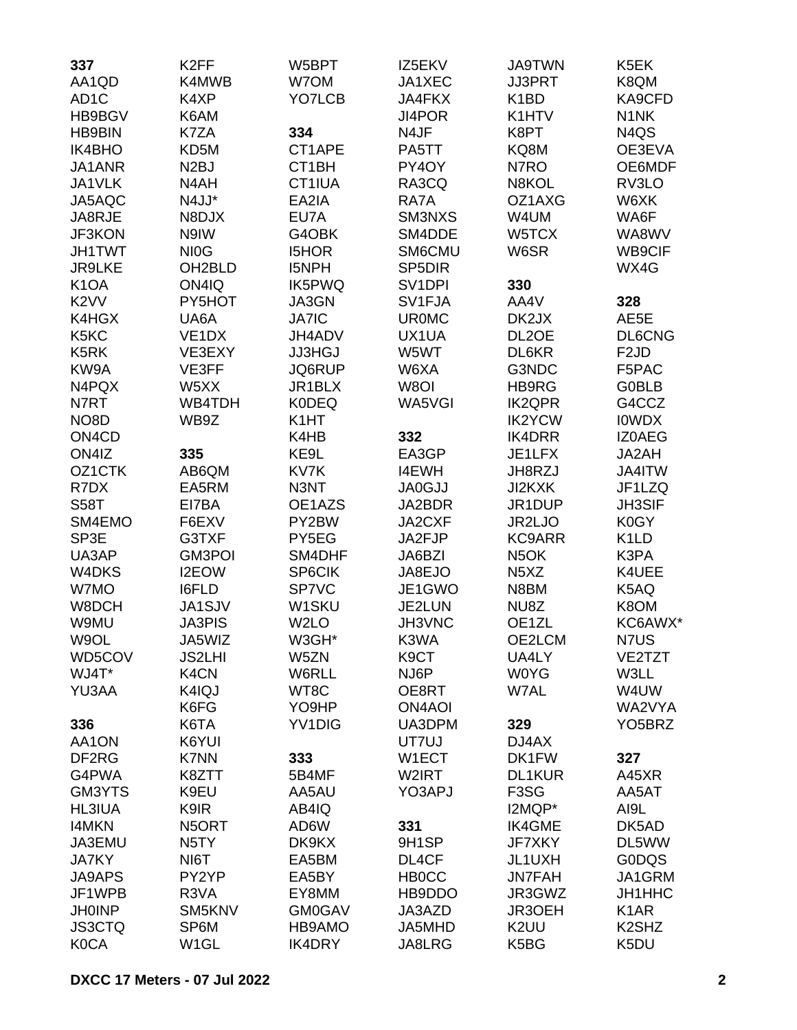**337**
AA1QD
AD1C
HB9BGV
HB9BIN
IK4BHO
JA1ANR
JA1VLK
JA5AQC
JA8RJE
JF3KON
JH1TWT
JR9LKE
K1OA
K2VV
K4HGX
K5KC
K5RK
KW9A
N4PQX
N7RT
NO8D
ON4CD
ON4IZ
OZ1CTK
R7DX
S58T
SM4EMO
SP3E
UA3AP
W4DKS
W7MO
W8DCH
W9MU
W9OL
WD5COV
WJ4T*
YU3AA

**336**
AA1ON
DF2RG
G4PWA
GM3YTS
HL3IUA
I4MKN
JA3EMU
JA7KY
JA9APS
JF1WPB
JH0INP
JS3CTQ
K0CA
K2FF
K4MWB
K4XP
K6AM
K7ZA
KD5M
N2BJ
N4AH
N4JJ*
N8DJX
N9IW
NI0G
OH2BLD
ON4IQ
PY5HOT
UA6A
VE1DX
VE3EXY
VE3FF
W5XX
WB4TDH
WB9Z

**335**
AB6QM
EA5RM
EI7BA
F6EXV
G3TXF
GM3POI
I2EOW
I6FLD
JA1SJV
JA3PIS
JA5WIZ
JS2LHI
K4CN
K4IQJ
K6FG
K6TA
K6YUI
K7NN
K8ZTT
K9EU
K9IR
N5ORT
N5TY
NI6T
PY2YP
R3VA
SM5KNV
SP6M
W1GL
W5BPT
W7OM
YO7LCB

**334**
CT1APE
CT1BH
CT1IUA
EA2IA
EU7A
G4OBK
I5HOR
I5NPH
IK5PWQ
JA3GN
JA7IC
JH4ADV
JJ3HGJ
JQ6RUP
JR1BLX
K0DEQ
K1HT
K4HB
KE9L
KV7K
N3NT
OE1AZS
PY2BW
PY5EG
SM4DHF
SP6CIK
SP7VC
W1SKU
W2LO
W3GH*
W5ZN
W6RLL
WT8C
YO9HP
YV1DIG

**333**
5B4MF
AA5AU
AB4IQ
AD6W
DK9KX
EA5BM
EA5BY
EY8MM
GM0GAV
HB9AMO
IK4DRY
IZ5EKV
JA1XEC
JA4FKX
JI4POR
N4JF
PA5TT
PY4OY
RA3CQ
RA7A
SM3NXS
SM4DDE
SM6CMU
SP5DIR
SV1DPI
SV1FJA
UR0MC
UX1UA
W5WT
W6XA
W8OI
WA5VGI

**332**
EA3GP
I4EWH
JA0GJJ
JA2BDR
JA2CXF
JA2FJP
JA6BZI
JA8EJO
JE1GWO
JE2LUN
JH3VNC
K3WA
K9CT
NJ6P
OE8RT
ON4AOI
UA3DPM
UT7UJ
W1ECT
W2IRT
YO3APJ

**331**
9H1SP
DL4CF
HB0CC
HB9DDO
JA3AZD
JA5MHD
JA8LRG
JA9TWN
JJ3PRT
K1BD
K1HTV
K8PT
KQ8M
N7RO
N8KOL
OZ1AXG
W4UM
W5TCX
W6SR

**330**
AA4V
DK2JX
DL2OE
DL6KR
G3NDC
HB9RG
IK2QPR
IK2YCW
IK4DRR
JE1LFX
JH8RZJ
JI2KXK
JR1DUP
JR2LJO
KC9ARR
N5OK
N5XZ
N8BM
NU8Z
OE1ZL
OE2LCM
UA4LY
W0YG
W7AL

**329**
DJ4AX
DK1FW
DL1KUR
F3SG
I2MQP*
IK4GME
JF7XKY
JL1UXH
JN7FAH
JR3GWZ
JR3OEH
K2UU
K5BG
K5EK
K8QM
KA9CFD
N1NK
N4QS
OE3EVA
OE6MDF
RV3LO
W6XK
WA6F
WA8WV
WB9CIF
WX4G

**328**
AE5E
DL6CNG
F2JD
F5PAC
G0BLB
G4CCZ
I0WDX
IZ0AEG
JA2AH
JA4ITW
JF1LZQ
JH3SIF
K0GY
K1LD
K3PA
K4UEE
K5AQ
K8OM
KC6AWX*
N7US
VE2TZT
W3LL
W4UW
WA2VYA
YO5BRZ

**327**
A45XR
AA5AT
AI9L
DK5AD
DL5WW
G0DQS
JA1GRM
JH1HHC
K1AR
K2SHZ
K5DU

**DXCC 17 Meters - 07 Jul 2022**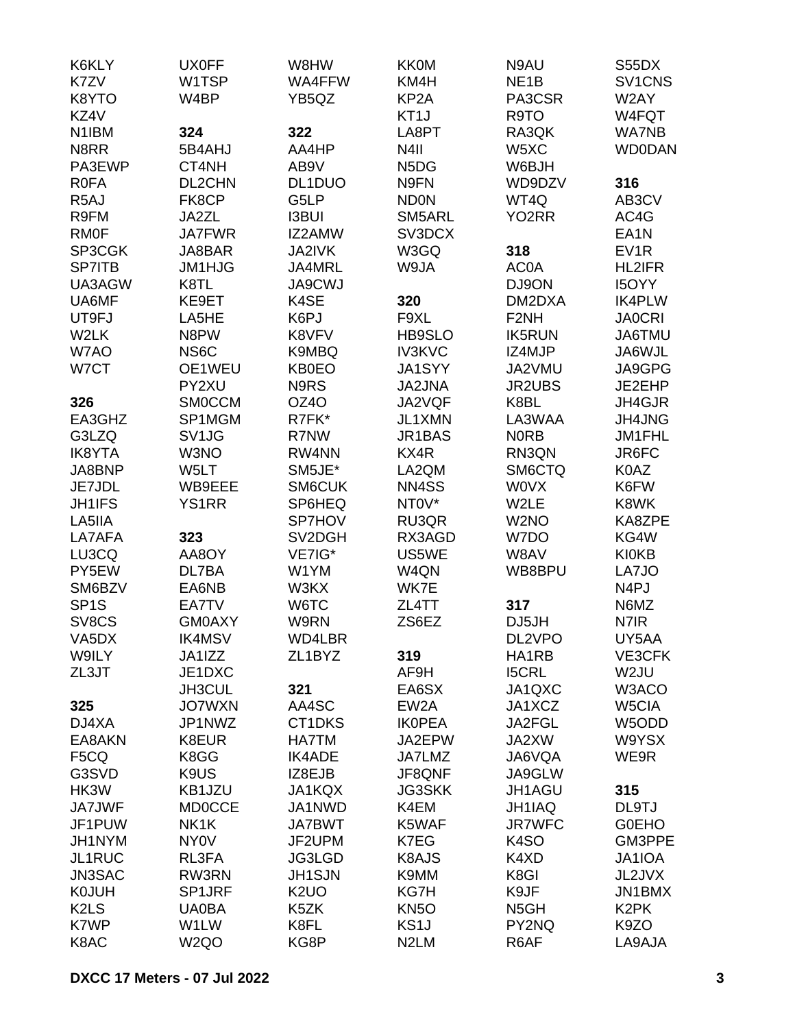K6KLY
K7ZV
K8YTO
KZ4V
N1IBM
N8RR
PA3EWP
R0FA
R5AJ
R9FM
RM0F
SP3CGK
SP7ITB
UA3AGW
UA6MF
UT9FJ
W2LK
W7AO
W7CT

**326**

EA3GHZ
G3LZQ
IK8YTA
JA8BNP
JE7JDL
JH1IFS
LA5IIA
LA7AFA
LU3CQ
PY5EW
SM6BZV
SP1S
SV8CS
VA5DX
W9ILY
ZL3JT

**325**

DJ4XA
EA8AKN
F5CQ
G3SVD
HK3W
JA7JWF
JF1PUW
JH1NYM
JL1RUC
JN3SAC
K0JUH
K2LS
K7WP
K8AC

UX0FF
W1TSP
W4BP

**324**

5B4AHJ
CT4NH
DL2CHN
FK8CP
JA2ZL
JA7FWR
JA8BAR
JM1HJG
K8TL
KE9ET
LA5HE
N8PW
NS6C
OE1WEU
PY2XU
SM0CCM
SP1MGM
SV1JG
W3NO
W5LT
WB9EEE
YS1RR

**323**

AA8OY
DL7BA
EA6NB
EA7TV
GM0AXY
IK4MSV
JA1IZZ
JE1DXC
JH3CUL
JO7WXN
JP1NWZ
K8EUR
K8GG
K9US
KB1JZU
MD0CCE
NK1K
NY0V
RL3FA
RW3RN
SP1JRF
UA0BA
W1LW
W2QO

W8HW
WA4FFW
YB5QZ

**322**

AA4HP
AB9V
DL1DUO
G5LP
I3BUI
IZ2AMW
JA2IVK
JA4MRL
JA9CWJ
K4SE
K6PJ
K8VFV
K9MBQ
KB0EO
N9RS
OZ4O
R7FK*
R7NW
RW4NN
SM5JE*
SM6CUK
SP6HEQ
SP7HOV
SV2DGH
VE7IG*
W1YM
W3KX
W6TC
W9RN
WD4LBR
ZL1BYZ

**321**

AA4SC
CT1DKS
HA7TM
IK4ADE
IZ8EJB
JA1KQX
JA1NWD
JA7BWT
JF2UPM
JG3LGD
JH1SJN
K2UO
K5ZK
K8FL
KG8P

KK0M
KM4H
KP2A
KT1J
LA8PT
N4II
N5DG
N9FN
ND0N
SM5ARL
SV3DCX
W3GQ
W9JA

**320**

F9XL
HB9SLO
IV3KVC
JA1SYY
JA2JNA
JA2VQF
JL1XMN
JR1BAS
KX4R
LA2QM
NN4SS
NT0V*
RU3QR
RX3AGD
US5WE
W4QN
WK7E
ZL4TT
ZS6EZ

**319**

AF9H
EA6SX
EW2A
IK0PEA
JA2EPW
JA7LMZ
JF8QNF
JG3SKK
K4EM
K5WAF
K7EG
K8AJS
K9MM
KG7H
KN5O
KS1J
N2LM

N9AU
NE1B
PA3CSR
R9TO
RA3QK
W5XC
W6BJH
WD9DZV
WT4Q
YO2RR

**318**

AC0A
DJ9ON
DM2DXA
F2NH
IK5RUN
IZ4MJP
JA2VMU
JR2UBS
K8BL
LA3WAA
N0RB
RN3QN
SM6CTQ
W0VX
W2LE
W2NO
W7DO
W8AV
WB8BPU

**317**

DJ5JH
DL2VPO
HA1RB
I5CRL
JA1QXC
JA1XCZ
JA2FGL
JA2XW
JA6VQA
JA9GLW
JH1AGU
JH1IAQ
JR7WFC
K4SO
K4XD
K8GI
K9JF
N5GH
PY2NQ
R6AF

S55DX
SV1CNS
W2AY
W4FQT
WA7NB
WD0DAN

**316**

AB3CV
AC4G
EA1N
EV1R
HL2IFR
I5OYY
IK4PLW
JA0CRI
JA6TMU
JA6WJL
JA9GPG
JE2EHP
JH4GJR
JH4JNG
JM1FHL
JR6FC
K0AZ
K6FW
K8WK
KA8ZPE
KG4W
KI0KB
LA7JO
N4PJ
N6MZ
N7IR
UY5AA
VE3CFK
W2JU
W3ACO
W5CIA
W5ODD
W9YSX
WE9R

**315**

DL9TJ
G0EHO
GM3PPE
JA1IOA
JL2JVX
JN1BMX
K2PK
K9ZO
LA9AJA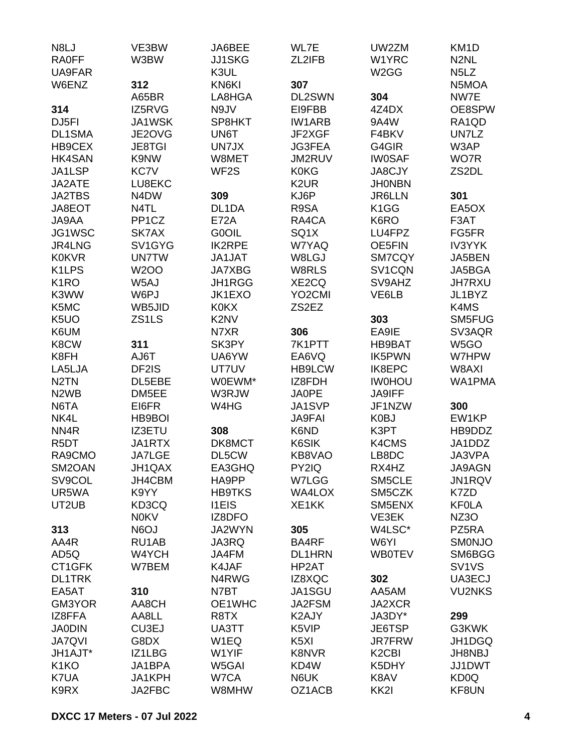N8LJ
RA0FF
UA9FAR
W6ENZ

**314**
DJ5FI
DL1SMA
HB9CEX
HK4SAN
JA1LSP
JA2ATE
JA2TBS
JA8EOT
JA9AA
JG1WSC
JR4LNG
K0KVR
K1LPS
K1RO
K3WW
K5MC
K5UO
K6UM
K8CW
K8FH
LA5LJA
N2TN
N2WB
N6TA
NK4L
NN4R
R5DT
RA9CMO
SM2OAN
SV9COL
UR5WA
UT2UB

**313**
AA4R
AD5Q
CT1GFK
DL1TRK
EA5AT
GM3YOR
IZ8FFA
JA0DIN
JA7QVI
JH1AJT*
K1KO
K7UA
K9RX

VE3BW
W3BW

**312**
A65BR
IZ5RVG
JA1WSK
JE2OVG
JE8TGI
K9NW
KC7V
LU8EKC
N4DW
N4TL
PP1CZ
SK7AX
SV1GYG
UN7TW
W2OO
W5AJ
W6PJ
WB5JID
ZS1LS

**311**
AJ6T
DF2IS
DL5EBE
DM5EE
EI6FR
HB9BOI
IZ3ETU
JA1RTX
JA7LGE
JH1QAX
JH4CBM
K9YY
KD3CQ
N0KV
N6OJ
RU1AB
W4YCH
W7BEM

**310**
AA8CH
AA8LL
CU3EJ
G8DX
IZ1LBG
JA1BPA
JA1KPH
JA2FBC

JA6BEE
JJ1SKG
K3UL
KN6KI
LA8HGA
N9JV
SP8HKT
UN6T
UN7JX
W8MET
WF2S

**309**
DL1DA
E72A
G0OIL
IK2RPE
JA1JAT
JA7XBG
JH1RGG
JK1EXO
K0KX
K2NV
N7XR
SK3PY
UA6YW
UT7UV
W0EWM*
W3RJW
W4HG

**308**
DK8MCT
DL5CW
EA3GHQ
HA9PP
HB9TKS
I1EIS
IZ8DFO
JA2WYN
JA3RQ
JA4FM
K4JAF
N4RWG
N7BT
OE1WHC
R8TX
UA3TT
W1EQ
W1YIF
W5GAI
W7CA
W8MHW

WL7E
ZL2IFB

**307**
DL2SWN
EI9FBB
IW1ARB
JF2XGF
JG3FEA
JM2RUV
K0KG
K2UR
KJ6P
R9SA
RA4CA
SQ1X
W7YAQ
W8LGJ
W8RLS
XE2CQ
YO2CMI
ZS2EZ

**306**
7K1PTT
EA6VQ
HB9LCW
IZ8FDH
JA0PE
JA1SVP
JA9FAI
K6ND
K6SIK
KB8VAO
PY2IQ
W7LGG
WA4LOX
XE1KK

**305**
BA4RF
DL1HRN
HP2AT
IZ8XQC
JA1SGU
JA2FSM
K2AJY
K5VIP
K5XI
K8NVR
KD4W
N6UK
OZ1ACB

UW2ZM
W1YRC
W2GG

**304**
4Z4DX
9A4W
F4BKV
G4GIR
IW0SAF
JA8CJY
JH0NBN
JR6LLN
K1GG
K6RO
LU4FPZ
OE5FIN
SM7CQY
SV1CQN
SV9AHZ
VE6LB

**303**
EA9IE
HB9BAT
IK5PWN
IK8EPC
IW0HOU
JA9IFF
JF1NZW
K0BJ
K3PT
K4CMS
LB8DC
RX4HZ
SM5CLE
SM5CZK
SM5ENX
VE3EK
W4LSC*
W6YI
WB0TEV

**302**
AA5AM
JA2XCR
JA3DY*
JE6TSP
JR7FRW
K2CBI
K5DHY
K8AV
KK2I

KM1D
N2NL
N5LZ
N5MOA
NW7E
OE8SPW
RA1QD
UN7LZ
W3AP
WO7R
ZS2DL

**301**
EA5OX
F3AT
FG5FR
IV3YYK
JA5BEN
JA5BGA
JH7RXU
JL1BYZ
K4MS
SM5FUG
SV3AQR
W5GO
W7HPW
W8AXI
WA1PMA

**300**
EW1KP
HB9DDZ
JA1DDZ
JA3VPA
JA9AGN
JN1RQV
K7ZD
KF0LA
NZ3O
PZ5RA
SM0NJO
SM6BGG
SV1VS
UA3ECJ
VU2NKS

**299**
G3KWK
JH1DGQ
JH8NBJ
JJ1DWT
KD0Q
KF8UN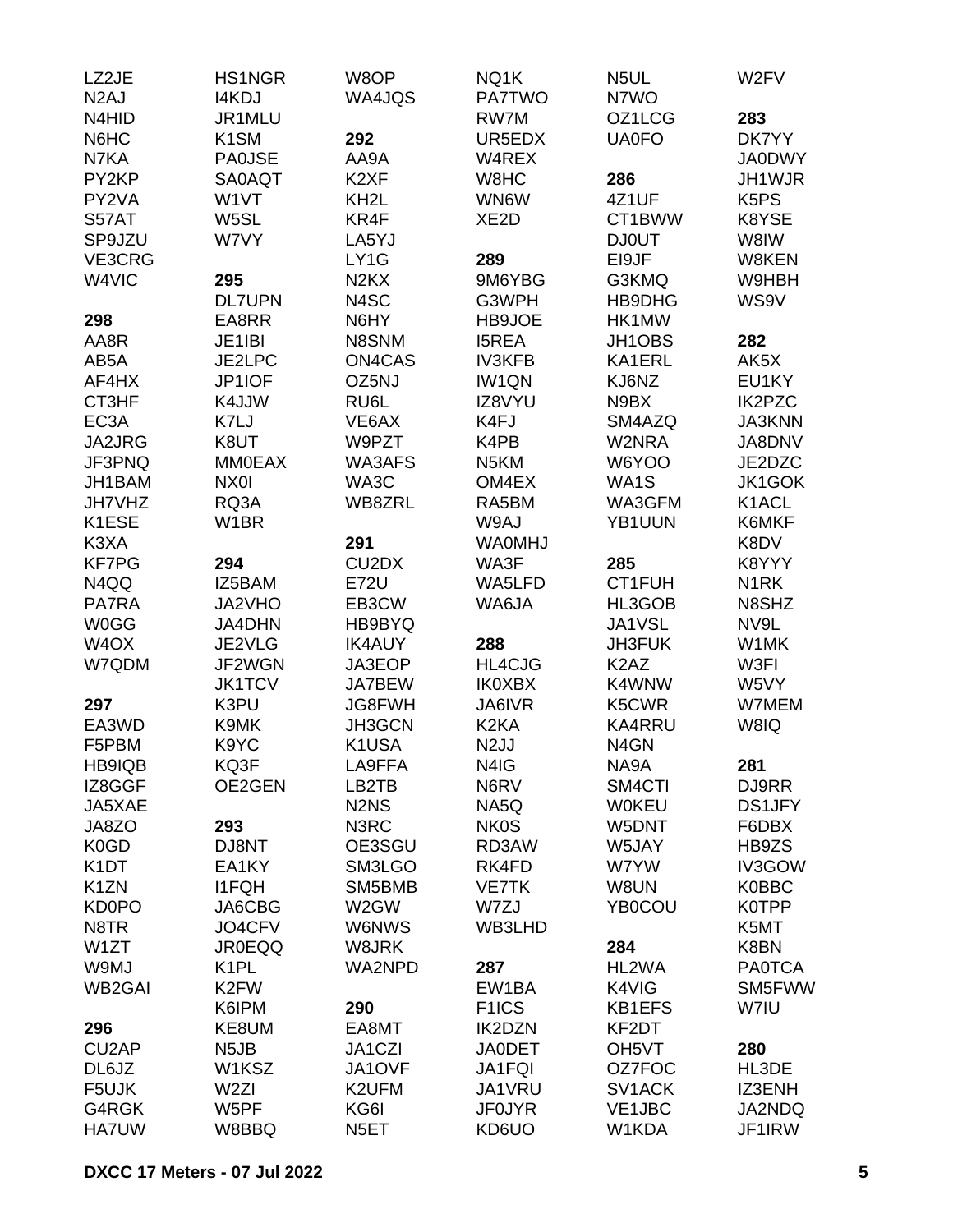LZ2JE
N2AJ
N4HID
N6HC
N7KA
PY2KP
PY2VA
S57AT
SP9JZU
VE3CRG
W4VIC

**298**
AA8R
AB5A
AF4HX
CT3HF
EC3A
JA2JRG
JF3PNQ
JH1BAM
JH7VHZ
K1ESE
K3XA
KF7PG
N4QQ
PA7RA
W0GG
W4OX
W7QDM

**297**
EA3WD
F5PBM
HB9IQB
IZ8GGF
JA5XAE
JA8ZO
K0GD
K1DT
K1ZN
KD0PO
N8TR
W1ZT
W9MJ
WB2GAI

**296**
CU2AP
DL6JZ
F5UJK
G4RGK
HA7UW
HS1NGR
I4KDJ
JR1MLU
K1SM
PA0JSE
SA0AQT
W1VT
W5SL
W7VY

**295**
DL7UPN
EA8RR
JE1IBI
JE2LPC
JP1IOF
K4JJW
K7LJ
K8UT
MM0EAX
NX0I
RQ3A
W1BR

**294**
IZ5BAM
JA2VHO
JA4DHN
JE2VLG
JF2WGN
JK1TCV
K3PU
K9MK
K9YC
KQ3F
OE2GEN

**293**
DJ8NT
EA1KY
I1FQH
JA6CBG
JO4CFV
JR0EQQ
K1PL
K2FW
K6IPM
KE8UM
N5JB
W1KSZ
W2ZI
W5PF
W8BBQ
W8OP
WA4JQS

**292**
AA9A
K2XF
KH2L
KR4F
LA5YJ
LY1G
N2KX
N4SC
N6HY
N8SNM
ON4CAS
OZ5NJ
RU6L
VE6AX
W9PZT
WA3AFS
WA3C
WB8ZRL

**291**
CU2DX
E72U
EB3CW
HB9BYQ
IK4AUY
JA3EOP
JA7BEW
JG8FWH
JH3GCN
K1USA
LA9FFA
LB2TB
N2NS
N3RC
OE3SGU
SM3LGO
SM5BMB
W2GW
W6NWS
W8JRK
WA2NPD

**290**
EA8MT
JA1CZI
JA1OVF
K2UFM
KG6I
N5ET
NQ1K
PA7TWO
RW7M
UR5EDX
W4REX
W8HC
WN6W
XE2D

**289**
9M6YBG
G3WPH
HB9JOE
I5REA
IV3KFB
IW1QN
IZ8VYU
K4FJ
K4PB
N5KM
OM4EX
RA5BM
W9AJ
WA0MHJ
WA3F
WA5LFD
WA6JA

**288**
HL4CJG
IK0XBX
JA6IVR
K2KA
N2JJ
N4IG
N6RV
NA5Q
NK0S
RD3AW
RK4FD
VE7TK
W7ZJ
WB3LHD

**287**
EW1BA
F1ICS
IK2DZN
JA0DET
JA1FQI
JA1VRU
JF0JYR
KD6UO
N5UL
N7WO
OZ1LCG
UA0FO

**286**
4Z1UF
CT1BWW
DJ0UT
EI9JF
G3KMQ
HB9DHG
HK1MW
JH1OBS
KA1ERL
KJ6NZ
N9BX
SM4AZQ
W2NRA
W6YOO
WA1S
WA3GFM
YB1UUN

**285**
CT1FUH
HL3GOB
JA1VSL
JH3FUK
K2AZ
K4WNW
K5CWR
KA4RRU
N4GN
NA9A
SM4CTI
W0KEU
W5DNT
W5JAY
W7YW
W8UN
YB0COU

**284**
HL2WA
K4VIG
KB1EFS
KF2DT
OH5VT
OZ7FOC
SV1ACK
VE1JBC
W1KDA
W2FV

**283**
DK7YY
JA0DWY
JH1WJR
K5PS
K8YSE
W8IW
W8KEN
W9HBH
WS9V

**282**
AK5X
EU1KY
IK2PZC
JA3KNN
JA8DNV
JE2DZC
JK1GOK
K1ACL
K6MKF
K8DV
K8YYY
N1RK
N8SHZ
NV9L
W1MK
W3FI
W5VY
W7MEM
W8IQ

**281**
DJ9RR
DS1JFY
F6DBX
HB9ZS
IV3GOW
K0BBC
K0TPP
K5MT
K8BN
PA0TCA
SM5FWW
W7IU

**280**
HL3DE
IZ3ENH
JA2NDQ
JF1IRW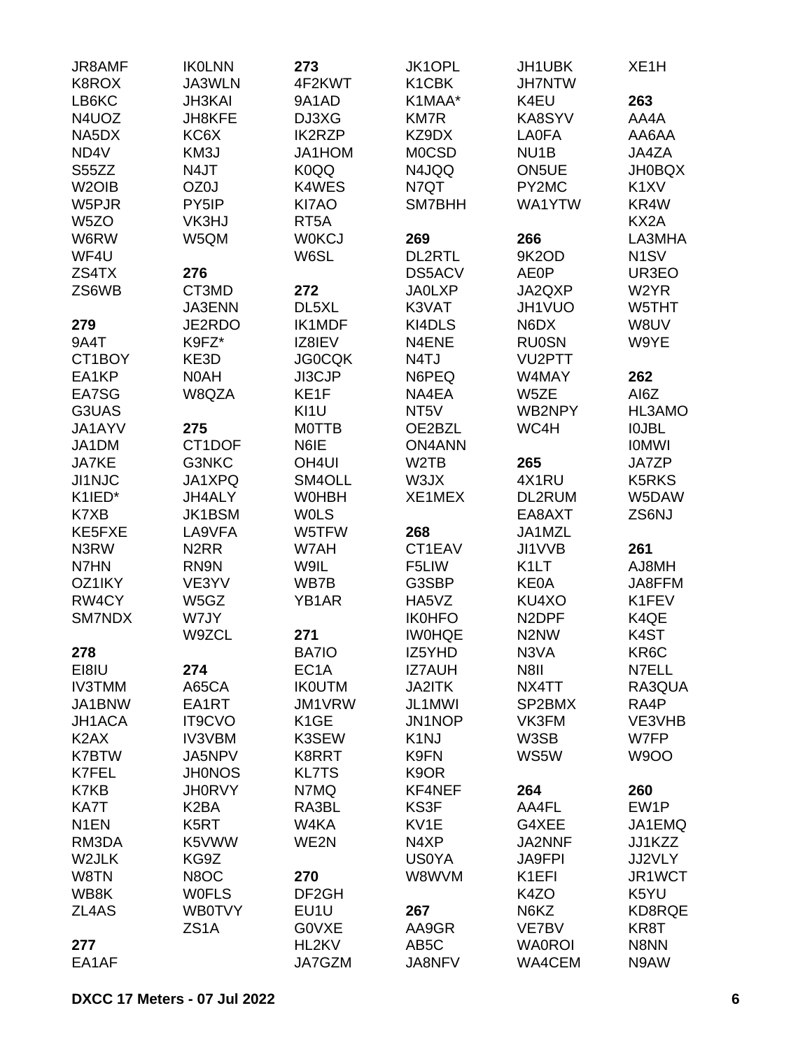JR8AMF
K8ROX
LB6KC
N4UOZ
NA5DX
ND4V
S55ZZ
W2OIB
W5PJR
W5ZO
W6RW
WF4U
ZS4TX
ZS6WB

**279**
9A4T
CT1BOY
EA1KP
EA7SG
G3UAS
JA1AYV
JA1DM
JA7KE
JI1NJC
K1IED*
K7XB
KE5FXE
N3RW
N7HN
OZ1IKY
RW4CY
SM7NDX

**278**
EI8IU
IV3TMM
JA1BNW
JH1ACA
K2AX
K7BTW
K7FEL
K7KB
KA7T
N1EN
RM3DA
W2JLK
W8TN
WB8K
ZL4AS

**277**
EA1AF
IK0LNN
JA3WLN
JH3KAI
JH8KFE
KC6X
KM3J
N4JT
OZ0J
PY5IP
VK3HJ
W5QM

**276**
CT3MD
JA3ENN
JE2RDO
K9FZ*
KE3D
N0AH
W8QZA

**275**
CT1DOF
G3NKC
JA1XPQ
JH4ALY
JK1BSM
LA9VFA
N2RR
RN9N
VE3YV
W5GZ
W7JY
W9ZCL

**274**
A65CA
EA1RT
IT9CVO
IV3VBM
JA5NPV
JH0NOS
JH0RVY
K2BA
K5RT
K5VWW
KG9Z
N8OC
W0FLS
WB0TVY
ZS1A

**273**
4F2KWT
9A1AD
DJ3XG
IK2RZP
JA1HOM
K0QQ
K4WES
KI7AO
RT5A
W0KCJ
W6SL

**272**
DL5XL
IK1MDF
IZ8IEV
JG0CQK
JI3CJP
KE1F
KI1U
M0TTB
N6IE
OH4UI
SM4OLL
W0HBH
W0LS
W5TFW
W7AH
W9IL
WB7B
YB1AR

**271**
BA7IO
EC1A
IK0UTM
JM1VRW
K1GE
K3SEW
K8RRT
KL7TS
N7MQ
RA3BL
W4KA
WE2N

**270**
DF2GH
EU1U
G0VXE
HL2KV
JA7GZM
JK1OPL
K1CBK
K1MAA*
KM7R
KZ9DX
M0CSD
N4JQQ
N7QT
SM7BHH

**269**
DL2RTL
DS5ACV
JA0LXP
K3VAT
KI4DLS
N4ENE
N4TJ
N6PEQ
NA4EA
NT5V
OE2BZL
ON4ANN
W2TB
W3JX
XE1MEX

**268**
CT1EAV
F5LIW
G3SBP
HA5VZ
IK0HFO
IW0HQE
IZ5YHD
IZ7AUH
JA2ITK
JL1MWI
JN1NOP
K1NJ
K9FN
K9OR
KF4NEF
KS3F
KV1E
N4XP
US0YA
W8WVM

**267**
AA9GR
AB5C
JA8NFV
JH1UBK
JH7NTW
K4EU
KA8SYV
LA0FA
NU1B
ON5UE
PY2MC
WA1YTW

**266**
9K2OD
AE0P
JA2QXP
JH1VUO
N6DX
RU0SN
VU2PTT
W4MAY
W5ZE
WB2NPY
WC4H

**265**
4X1RU
DL2RUM
EA8AXT
JA1MZL
JI1VVB
K1LT
KE0A
KU4XO
N2DPF
N2NW
N3VA
N8II
NX4TT
SP2BMX
VK3FM
W3SB
WS5W

**264**
AA4FL
G4XEE
JA2NNF
JA9FPI
K1EFI
K4ZO
N6KZ
VE7BV
WA0ROI
WA4CEM
XE1H

**263**
AA4A
AA6AA
JA4ZA
JH0BQX
K1XV
KR4W
KX2A
LA3MHA
N1SV
UR3EO
W2YR
W5THT
W8UV
W9YE

**262**
AI6Z
HL3AMO
I0JBL
I0MWI
JA7ZP
K5RKS
W5DAW
ZS6NJ

**261**
AJ8MH
JA8FFM
K1FEV
K4QE
K4ST
KR6C
N7ELL
RA3QUA
RA4P
VE3VHB
W7FP
W9OO

**260**
EW1P
JA1EMQ
JJ1KZZ
JJ2VLY
JR1WCT
K5YU
KD8RQE
KR8T
N8NN
N9AW

**DXCC 17 Meters - 07 Jul 2022**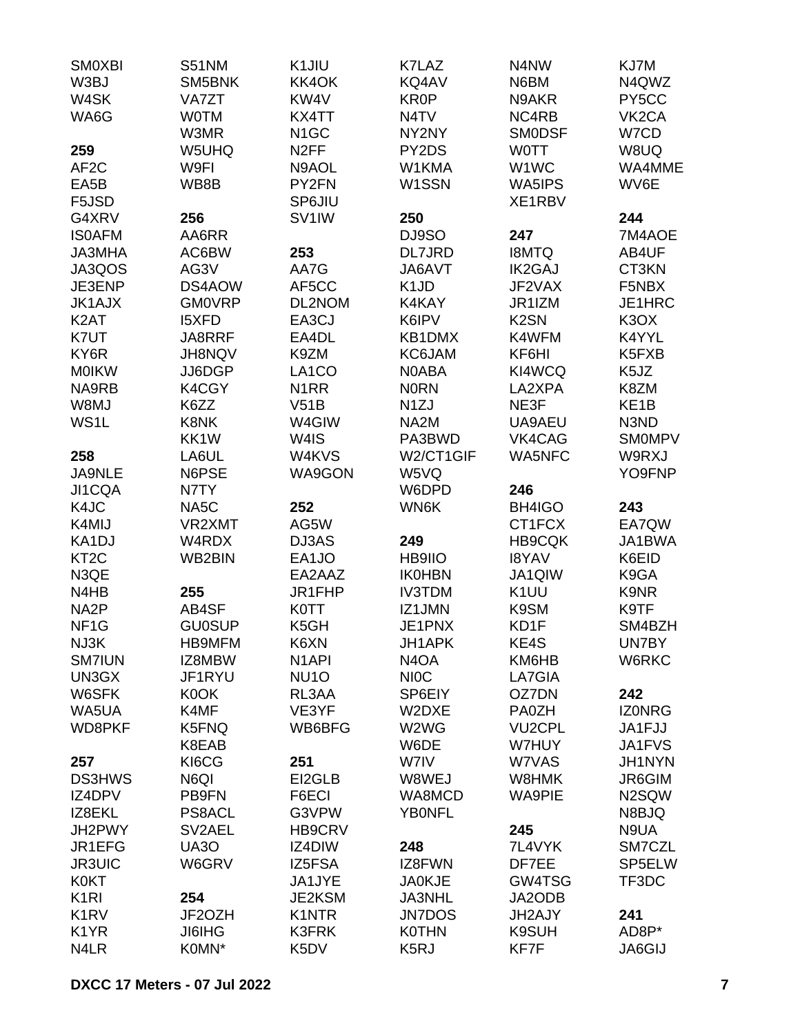SM0XBI
W3BJ
W4SK
WA6G

**259**
AF2C
EA5B
F5JSD
G4XRV
IS0AFM
JA3MHA
JA3QOS
JE3ENP
JK1AJX
K2AT
K7UT
KY6R
M0IKW
NA9RB
W8MJ
WS1L

**258**
JA9NLE
JI1CQA
K4JC
K4MIJ
KA1DJ
KT2C
N3QE
N4HB
NA2P
NF1G
NJ3K
SM7IUN
UN3GX
W6SFK
WA5UA
WD8PKF

**257**
DS3HWS
IZ4DPV
IZ8EKL
JH2PWY
JR1EFG
JR3UIC
K0KT
K1RI
K1RV
K1YR
N4LR

S51NM
SM5BNK
VA7ZT
W0TM
W3MR
W5UHQ
W9FI
WB8B

**256**
AA6RR
AC6BW
AG3V
DS4AOW
GM0VRP
I5XFD
JA8RRF
JH8NQV
JJ6DGP
K4CGY
K6ZZ
K8NK
KK1W
LA6UL
N6PSE
N7TY
NA5C
VR2XMT
W4RDX
WB2BIN

**255**
AB4SF
GU0SUP
HB9MFM
IZ8MBW
JF1RYU
K0OK
K4MF
K5FNQ
K8EAB
KI6CG
N6QI
PB9FN
PS8ACL
SV2AEL
UA3O
W6GRV

**254**
JF2OZH
JI6IHG
K0MN*

K1JIU
KK4OK
KW4V
KX4TT
N1GC
N2FF
N9AOL
PY2FN
SP6JIU
SV1IW

**253**
AA7G
AF5CC
DL2NOM
EA3CJ
EA4DL
K9ZM
LA1CO
N1RR
V51B
W4GIW
W4IS
W4KVS
WA9GON

**252**
AG5W
DJ3AS
EA1JO
EA2AAZ
JR1FHP
K0TT
K5GH
K6XN
N1API
NU1O
RL3AA
VE3YF
WB6BFG

**251**
EI2GLB
F6ECI
G3VPW
HB9CRV
IZ4DIW
IZ5FSA
JA1JYE
JE2KSM
K1NTR
K3FRK
K5DV

K7LAZ
KQ4AV
KR0P
N4TV
NY2NY
PY2DS
W1KMA
W1SSN

**250**
DJ9SO
DL7JRD
JA6AVT
K1JD
K4KAY
K6IPV
KB1DMX
KC6JAM
N0ABA
N0RN
N1ZJ
NA2M
PA3BWD
W2/CT1GIF
W5VQ
W6DPD
WN6K

**249**
HB9IIO
IK0HBN
IV3TDM
IZ1JMN
JE1PNX
JH1APK
N4OA
NI0C
SP6EIY
W2DXE
W2WG
W6DE
W7IV
W8WEJ
WA8MCD
YB0NFL

**248**
IZ8FWN
JA0KJE
JA3NHL
JN7DOS
K0THN
K5RJ

N4NW
N6BM
N9AKR
NC4RB
SM0DSF
W0TT
W1WC
WA5IPS
XE1RBV

**247**
I8MTQ
IK2GAJ
JF2VAX
JR1IZM
K2SN
K4WFM
KF6HI
KI4WCQ
LA2XPA
NE3F
UA9AEU
VK4CAG
WA5NFC

**246**
BH4IGO
CT1FCX
HB9CQK
I8YAV
JA1QIW
K1UU
K9SM
KD1F
KE4S
KM6HB
LA7GIA
OZ7DN
PA0ZH
VU2CPL
W7HUY
W7VAS
W8HMK
WA9PIE

**245**
7L4VYK
DF7EE
GW4TSG
JA2ODB
JH2AJY
K9SUH
KF7F

KJ7M
N4QWZ
PY5CC
VK2CA
W7CD
W8UQ
WA4MME
WV6E

**244**
7M4AOE
AB4UF
CT3KN
F5NBX
JE1HRC
K3OX
K4YYL
K5FXB
K5JZ
K8ZM
KE1B
N3ND
SM0MPV
W9RXJ
YO9FNP

**243**
EA7QW
JA1BWA
K6EID
K9GA
K9NR
K9TF
SM4BZH
UN7BY
W6RKC

**242**
IZ0NRG
JA1FJJ
JA1FVS
JH1NYN
JR6GIM
N2SQW
N8BJQ
N9UA
SM7CZL
SP5ELW
TF3DC

**241**
AD8P*
JA6GIJ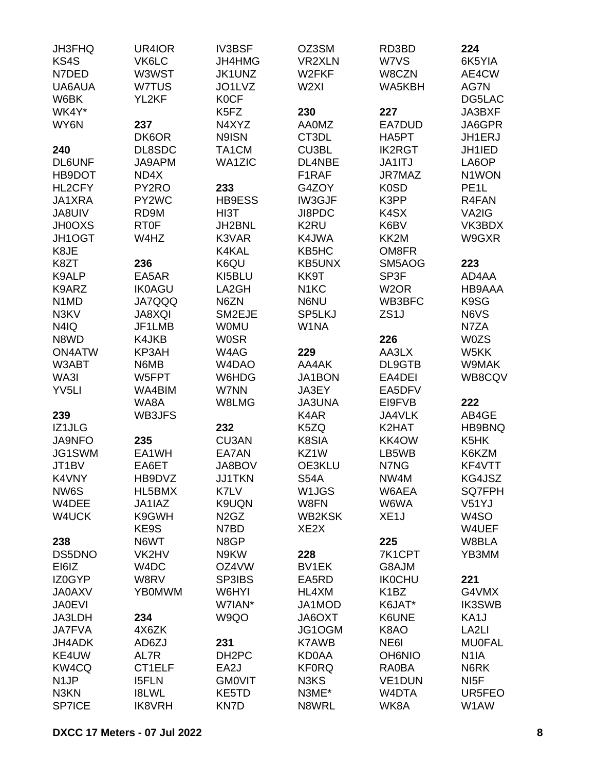JH3FHQ
KS4S
N7DED
UA6AUA
W6BK
WK4Y*
WY6N

**240**
DL6UNF
HB9DOT
HL2CFY
JA1XRA
JA8UIV
JH0OXS
JH1OGT
K8JE
K8ZT
K9ALP
K9ARZ
N1MD
N3KV
N4IQ
N8WD
ON4ATW
W3ABT
WA3I
YV5LI

**239**
IZ1JLG
JA9NFO
JG1SWM
JT1BV
K4VNY
NW6S
W4DEE
W4UCK

**238**
DS5DNO
EI6IZ
IZ0GYP
JA0AXV
JA0EVI
JA3LDH
JA7FVA
JH4ADK
KE4UW
KW4CQ
N1JP
N3KN
SP7ICE

UR4IOR
VK6LC
W3WST
W7TUS
YL2KF

**237**
DK6OR
DL8SDC
JA9APM
ND4X
PY2RO
PY2WC
RD9M
RT0F
W4HZ

**236**
EA5AR
IK0AGU
JA7QQQ
JA8XQI
JF1LMB
K4JKB
KP3AH
N6MB
W5FPT
WA4BIM
WA8A
WB3JFS

**235**
EA1WH
EA6ET
HB9DVZ
HL5BMX
JA1IAZ
K9GWH
KE9S
N6WT
VK2HV
W4DC
W8RV
YB0MWM

**234**
4X6ZK
AD6ZJ
AL7R
CT1ELF
I5FLN
I8LWL
IK8VRH

IV3BSF
JH4HMG
JK1UNZ
JO1LVZ
K0CF
K5FZ
N4XYZ
N9ISN
TA1CM
WA1ZIC

**233**
HB9ESS
HI3T
JH2BNL
K3VAR
K4KAL
K6QU
KI5BLU
LA2GH
N6ZN
SM2EJE
W0MU
W0SR
W4AG
W4DAO
W6HDG
W7NN
W8LMG

**232**
CU3AN
EA7AN
JA8BOV
JJ1TKN
K7LV
K9UQN
N2GZ
N7BD
N8GP
N9KW
OZ4VW
SP3IBS
W6HYI
W7IAN*
W9QO

**231**
DH2PC
EA2J
GM0VIT
KE5TD
KN7D

OZ3SM
VR2XLN
W2FKF
W2XI

**230**
AA0MZ
CT3DL
CU3BL
DL4NBE
F1RAF
G4ZOY
IW3GJF
JI8PDC
K2RU
K4JWA
KB5HC
KB5UNX
KK9T
N1KC
N6NU
SP5LKJ
W1NA

**229**
AA4AK
JA1BON
JA3EY
JA3UNA
K4AR
K5ZQ
K8SIA
KZ1W
OE3KLU
S54A
W1JGS
W8FN
WB2KSK
XE2X

**228**
BV1EK
EA5RD
HL4XM
JA1MOD
JA6OXT
JG1OGM
K7AWB
KD0AA
KF0RQ
N3KS
N3ME*
N8WRL

RD3BD
W7VS
W8CZN
WA5KBH

**227**
EA7DUD
HA5PT
IK2RGT
JA1ITJ
JR7MAZ
K0SD
K3PP
K4SX
K6BV
KK2M
OM8FR
SM5AOG
SP3F
W2OR
WB3BFC
ZS1J

**226**
AA3LX
DL9GTB
EA4DEI
EA5DFV
EI9FVB
JA4VLK
K2HAT
KK4OW
LB5WB
N7NG
NW4M
W6AEA
W6WA
XE1J

**225**
7K1CPT
G8AJM
IK0CHU
K1BZ
K6JAT*
K6UNE
K8AO
NE6I
OH6NIO
RA0BA
VE1DUN
W4DTA
WK8A

**224**
6K5YIA
AE4CW
AG7N
DG5LAC
JA3BXF
JA6GPR
JH1ERJ
JH1IED
LA6OP
N1WON
PE1L
R4FAN
VA2IG
VK3BDX
W9GXR

**223**
AD4AA
HB9AAA
K9SG
N6VS
N7ZA
W0ZS
W5KK
W9MAK
WB8CQV

**222**
AB4GE
HB9BNQ
K5HK
K6KZM
KF4VTT
KG4JSZ
SQ7FPH
V51YJ
W4SO
W4UEF
W8BLA
YB3MM

**221**
G4VMX
IK3SWB
KA1J
LA2LI
MU0FAL
N1IA
N6RK
NI5F
UR5FEO
W1AW

**DXCC 17 Meters - 07 Jul 2022**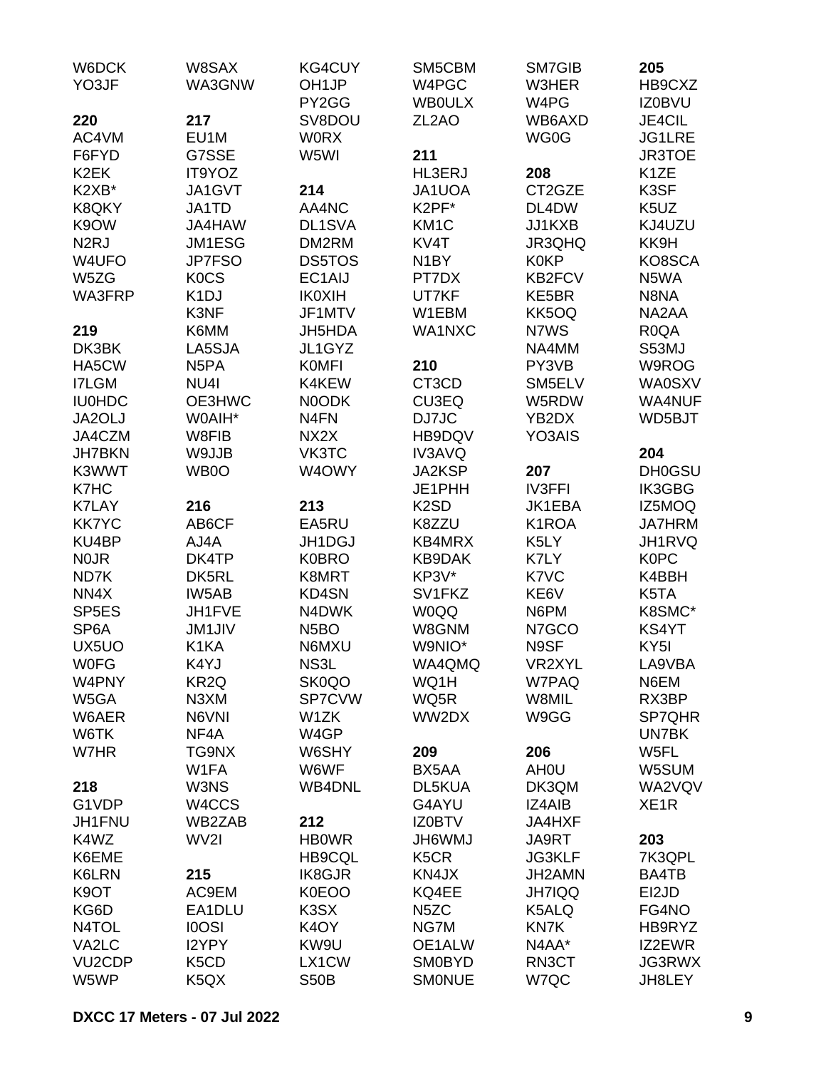W6DCK
YO3JF

**220**
AC4VM
F6FYD
K2EK
K2XB*
K8QKY
K9OW
N2RJ
W4UFO
W5ZG
WA3FRP

**219**
DK3BK
HA5CW
I7LGM
IU0HDC
JA2OLJ
JA4CZM
JH7BKN
K3WWT
K7HC
K7LAY
KK7YC
KU4BP
N0JR
ND7K
NN4X
SP5ES
SP6A
UX5UO
W0FG
W4PNY
W5GA
W6AER
W6TK
W7HR

**218**
G1VDP
JH1FNU
K4WZ
K6EME
K6LRN
K9OT
KG6D
N4TOL
VA2LC
VU2CDP
W5WP

W8SAX
WA3GNW

**217**
EU1M
G7SSE
IT9YOZ
JA1GVT
JA1TD
JA4HAW
JM1ESG
JP7FSO
K0CS
K1DJ
K3NF
K6MM
LA5SJA
N5PA
NU4I
OE3HWC
W0AIH*
W8FIB
W9JJB
WB0O

**216**
AB6CF
AJ4A
DK4TP
DK5RL
IW5AB
JH1FVE
JM1JIV
K1KA
K4YJ
KR2Q
N3XM
N6VNI
NF4A
TG9NX
W1FA
W3NS
W4CCS
WB2ZAB
WV2I

**215**
AC9EM
EA1DLU
I0OSI
I2YPY
K5CD
K5QX

KG4CUY
OH1JP
PY2GG
SV8DOU
W0RX
W5WI

**214**
AA4NC
DL1SVA
DM2RM
DS5TOS
EC1AIJ
IK0XIH
JF1MTV
JH5HDA
JL1GYZ
K0MFI
K4KEW
N0ODK
N4FN
NX2X
VK3TC
W4OWY

**213**
EA5RU
JH1DGJ
K0BRO
K8MRT
KD4SN
N4DWK
N5BO
N6MXU
NS3L
SK0QO
SP7CVW
W1ZK
W4GP
W6SHY
W6WF
WB4DNL

**212**
HB0WR
HB9CQL
IK8GJR
K0EOO
K3SX
K4OY
KW9U
LX1CW
S50B

SM5CBM
W4PGC
WB0ULX
ZL2AO

**211**
HL3ERJ
JA1UOA
K2PF*
KM1C
KV4T
N1BY
PT7DX
UT7KF
W1EBM
WA1NXC

**210**
CT3CD
CU3EQ
DJ7JC
HB9DQV
IV3AVQ
JA2KSP
JE1PHH
K2SD
K8ZZU
KB4MRX
KB9DAK
KP3V*
SV1FKZ
W0QQ
W8GNM
W9NIO*
WA4QMQ
WQ1H
WQ5R
WW2DX

**209**
BX5AA
DL5KUA
G4AYU
IZ0BTV
JH6WMJ
K5CR
KN4JX
KQ4EE
N5ZC
NG7M
OE1ALW
SM0BYD
SM0NUE

SM7GIB
W3HER
W4PG
WB6AXD
WG0G

**208**
CT2GZE
DL4DW
JJ1KXB
JR3QHQ
K0KP
KB2FCV
KE5BR
KK5OQ
N7WS
NA4MM
PY3VB
SM5ELV
W5RDW
YB2DX
YO3AIS

**207**
IV3FFI
JK1EBA
K1ROA
K5LY
K7LY
K7VC
KE6V
N6PM
N7GCO
N9SF
VR2XYL
W7PAQ
W8MIL
W9GG

**206**
AH0U
DK3QM
IZ4AIB
JA4HXF
JA9RT
JG3KLF
JH2AMN
JH7IQQ
K5ALQ
KN7K
N4AA*
RN3CT
W7QC

**205**
HB9CXZ
IZ0BVU
JE4CIL
JG1LRE
JR3TOE
K1ZE
K3SF
K5UZ
KJ4UZU
KK9H
KO8SCA
N5WA
N8NA
NA2AA
R0QA
S53MJ
W9ROG
WA0SXV
WA4NUF
WD5BJT

**204**
DH0GSU
IK3GBG
IZ5MOQ
JA7HRM
JH1RVQ
K0PC
K4BBH
K5TA
K8SMC*
KS4YT
KY5I
LA9VBA
N6EM
RX3BP
SP7QHR
UN7BK
W5FL
W5SUM
WA2VQV
XE1R

**203**
7K3QPL
BA4TB
EI2JD
FG4NO
HB9RYZ
IZ2EWR
JG3RWX
JH8LEY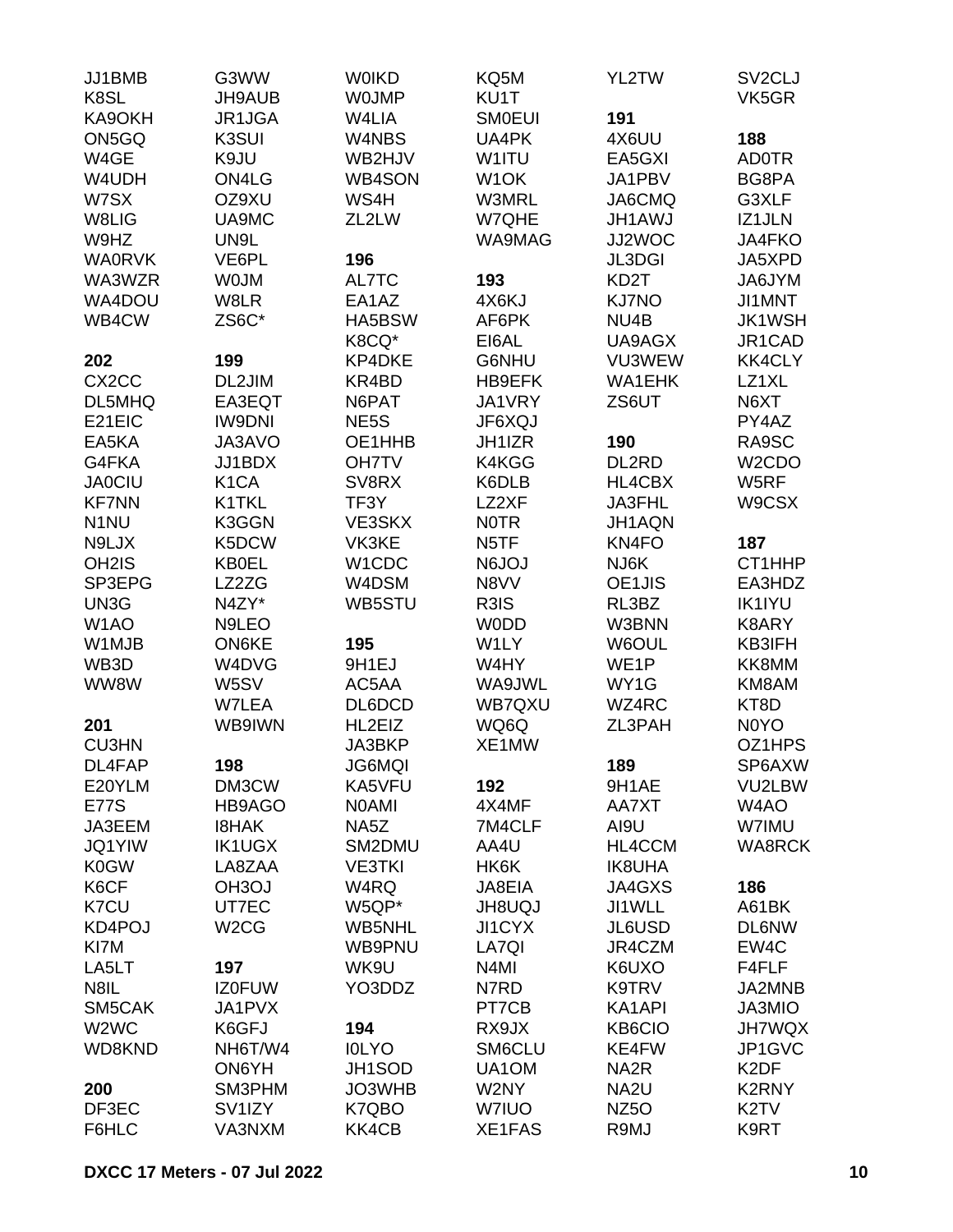JJ1BMB
K8SL
KA9OKH
ON5GQ
W4GE
W4UDH
W7SX
W8LIG
W9HZ
WA0RVK
WA3WZR
WA4DOU
WB4CW

**202**
CX2CC
DL5MHQ
E21EIC
EA5KA
G4FKA
JA0CIU
KF7NN
N1NU
N9LJX
OH2IS
SP3EPG
UN3G
W1AO
W1MJB
WB3D
WW8W

**201**
CU3HN
DL4FAP
E20YLM
E77S
JA3EEM
JQ1YIW
K0GW
K6CF
K7CU
KD4POJ
KI7M
LA5LT
N8IL
SM5CAK
W2WC
WD8KND

**200**
DF3EC
F6HLC

G3WW
JH9AUB
JR1JGA
K3SUI
K9JU
ON4LG
OZ9XU
UA9MC
UN9L
VE6PL
W0JM
W8LR
ZS6C*

**199**
DL2JIM
EA3EQT
IW9DNI
JA3AVO
JJ1BDX
K1CA
K1TKL
K3GGN
K5DCW
KB0EL
LZ2ZG
N4ZY*
N9LEO
ON6KE
W4DVG
W5SV
W7LEA
WB9IWN

**198**
DM3CW
HB9AGO
I8HAK
IK1UGX
LA8ZAA
OH3OJ
UT7EC
W2CG

**197**
IZ0FUW
JA1PVX
K6GFJ
NH6T/W4
ON6YH
SM3PHM
SV1IZY
VA3NXM

W0IKD
W0JMP
W4LIA
W4NBS
WB2HJV
WB4SON
WS4H
ZL2LW

**196**
AL7TC
EA1AZ
HA5BSW
K8CQ*
KP4DKE
KR4BD
N6PAT
NE5S
OE1HHB
OH7TV
SV8RX
TF3Y
VE3SKX
VK3KE
W1CDC
W4DSM
WB5STU

**195**
9H1EJ
AC5AA
DL6DCD
HL2EIZ
JA3BKP
JG6MQI
KA5VFU
N0AMI
NA5Z
SM2DMU
VE3TKI
W4RQ
W5QP*
WB5NHL
WB9PNU
WK9U
YO3DDZ

**194**
I0LYO
JH1SOD
JO3WHB
K7QBO
KK4CB

KQ5M
KU1T
SM0EUI
UA4PK
W1ITU
W1OK
W3MRL
W7QHE
WA9MAG

**193**
4X6KJ
AF6PK
EI6AL
G6NHU
HB9EFK
JA1VRY
JF6XQJ
JH1IZR
K4KGG
K6DLB
LZ2XF
N0TR
N5TF
N6JOJ
N8VV
R3IS
W0DD
W1LY
W4HY
WA9JWL
WB7QXU
WQ6Q
XE1MW

**192**
4X4MF
7M4CLF
AA4U
HK6K
JA8EIA
JH8UQJ
JI1CYX
LA7QI
N4MI
N7RD
PT7CB
RX9JX
SM6CLU
UA1OM
W2NY
W7IUO
XE1FAS

YL2TW

**191**
4X6UU
EA5GXI
JA1PBV
JA6CMQ
JH1AWJ
JJ2WOC
JL3DGI
KD2T
KJ7NO
NU4B
UA9AGX
VU3WEW
WA1EHK
ZS6UT

**190**
DL2RD
HL4CBX
JA3FHL
JH1AQN
KN4FO
NJ6K
OE1JIS
RL3BZ
W3BNN
W6OUL
WE1P
WY1G
WZ4RC
ZL3PAH

**189**
9H1AE
AA7XT
AI9U
HL4CCM
IK8UHA
JA4GXS
JI1WLL
JL6USD
JR4CZM
K6UXO
K9TRV
KA1API
KB6CIO
KE4FW
NA2R
NA2U
NZ5O
R9MJ

SV2CLJ
VK5GR

**188**
AD0TR
BG8PA
G3XLF
IZ1JLN
JA4FKO
JA5XPD
JA6JYM
JI1MNT
JK1WSH
JR1CAD
KK4CLY
LZ1XL
N6XT
PY4AZ
RA9SC
W2CDO
W5RF
W9CSX

**187**
CT1HHP
EA3HDZ
IK1IYU
K8ARY
KB3IFH
KK8MM
KM8AM
KT8D
N0YO
OZ1HPS
SP6AXW
VU2LBW
W4AO
W7IMU
WA8RCK

**186**
A61BK
DL6NW
EW4C
F4FLF
JA2MNB
JA3MIO
JH7WQX
JP1GVC
K2DF
K2RNY
K2TV
K9RT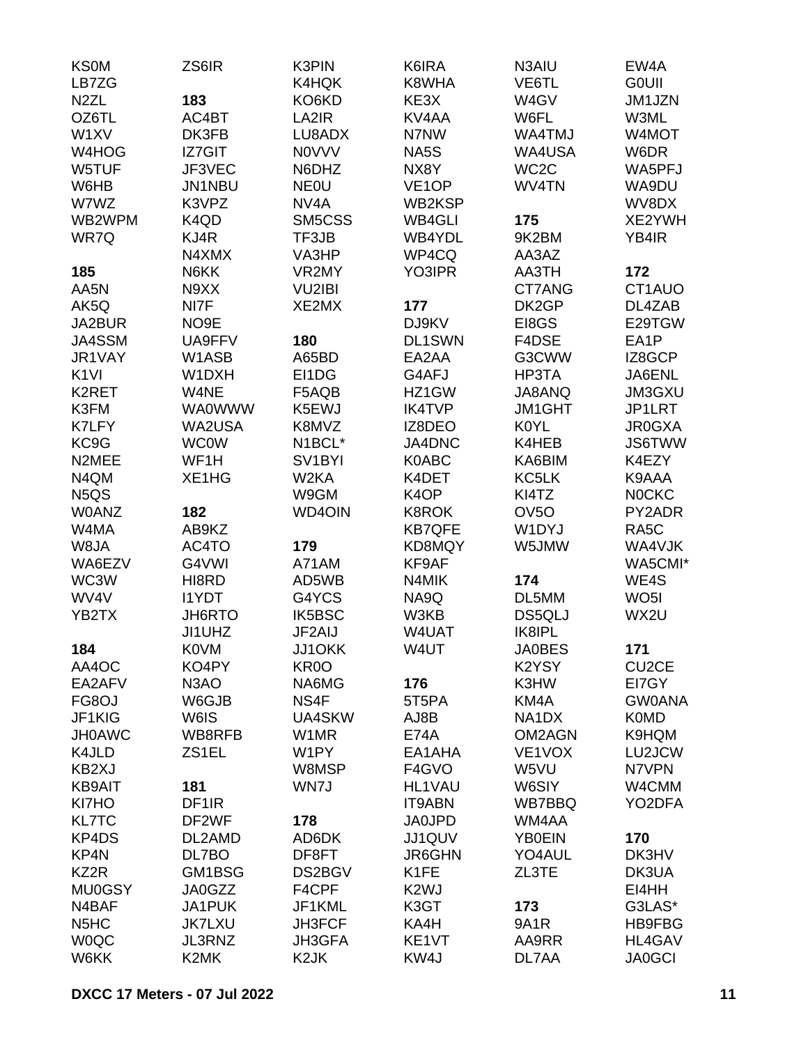KS0M
LB7ZG
N2ZL
OZ6TL
W1XV
W4HOG
W5TUF
W6HB
W7WZ
WB2WPM
WR7Q

**185**
AA5N
AK5Q
JA2BUR
JA4SSM
JR1VAY
K1VI
K2RET
K3FM
K7LFY
KC9G
N2MEE
N4QM
N5QS
W0ANZ
W4MA
W8JA
WA6EZV
WC3W
WV4V
YB2TX

**184**
AA4OC
EA2AFV
FG8OJ
JF1KIG
JH0AWC
K4JLD
KB2XJ
KB9AIT
KI7HO
KL7TC
KP4DS
KP4N
KZ2R
MU0GSY
N4BAF
N5HC
W0QC
W6KK
ZS6IR

**183**
AC4BT
DK3FB
IZ7GIT
JF3VEC
JN1NBU
K3VPZ
K4QD
KJ4R
N4XMX
N6KK
N9XX
NI7F
NO9E
UA9FFV
W1ASB
W1DXH
W4NE
WA0WWW
WA2USA
WC0W
WF1H
XE1HG

**182**
AB9KZ
AC4TO
G4VWI
HI8RD
I1YDT
JH6RTO
JI1UHZ
K0VM
KO4PY
N3AO
W6GJB
W6IS
WB8RFB
ZS1EL

**181**
DF1IR
DF2WF
DL2AMD
DL7BO
GM1BSG
JA0GZZ
JA1PUK
JK7LXU
JL3RNZ
K2MK
K3PIN
K4HQK
KO6KD
LA2IR
LU8ADX
N0VVV
N6DHZ
NE0U
NV4A
SM5CSS
TF3JB
VA3HP
VR2MY
VU2IBI
XE2MX

**180**
A65BD
EI1DG
F5AQB
K5EWJ
K8MVZ
N1BCL*
SV1BYI
W2KA
W9GM
WD4OIN

**179**
A71AM
AD5WB
G4YCS
IK5BSC
JF2AIJ
JJ1OKK
KR0O
NA6MG
NS4F
UA4SKW
W1MR
W1PY
W8MSP
WN7J

**178**
AD6DK
DF8FT
DS2BGV
F4CPF
JF1KML
JH3FCF
JH3GFA
K2JK
K6IRA
K8WHA
KE3X
KV4AA
N7NW
NA5S
NX8Y
VE1OP
WB2KSP
WB4GLI
WB4YDL
WP4CQ
YO3IPR

**177**
DJ9KV
DL1SWN
EA2AA
G4AFJ
HZ1GW
IK4TVP
IZ8DEO
JA4DNC
K0ABC
K4DET
K4OP
K8ROK
KB7QFE
KD8MQY
KF9AF
N4MIK
NA9Q
W3KB
W4UAT
W4UT

**176**
5T5PA
AJ8B
E74A
EA1AHA
F4GVO
HL1VAU
IT9ABN
JA0JPD
JJ1QUV
JR6GHN
K1FE
K2WJ
K3GT
KA4H
KE1VT
KW4J
N3AIU
VE6TL
W4GV
W6FL
WA4TMJ
WA4USA
WC2C
WV4TN

**175**
9K2BM
AA3AZ
AA3TH
CT7ANG
DK2GP
EI8GS
F4DSE
G3CWW
HP3TA
JA8ANQ
JM1GHT
K0YL
K4HEB
KA6BIM
KC5LK
KI4TZ
OV5O
W1DYJ
W5JMW

**174**
DL5MM
DS5QLJ
IK8IPL
JA0BES
K2YSY
K3HW
KM4A
NA1DX
OM2AGN
VE1VOX
W5VU
W6SIY
WB7BBQ
WM4AA
YB0EIN
YO4AUL
ZL3TE

**173**
9A1R
AA9RR
DL7AA
EW4A
G0UII
JM1JZN
W3ML
W4MOT
W6DR
WA5PFJ
WA9DU
WV8DX
XE2YWH
YB4IR

**172**
CT1AUO
DL4ZAB
E29TGW
EA1P
IZ8GCP
JA6ENL
JM3GXU
JP1LRT
JR0GXA
JS6TWW
K4EZY
K9AAA
N0CKC
PY2ADR
RA5C
WA4VJK
WA5CMI*
WE4S
WO5I
WX2U

**171**
CU2CE
EI7GY
GW0ANA
K0MD
K9HQM
LU2JCW
N7VPN
W4CMM
YO2DFA

**170**
DK3HV
DK3UA
EI4HH
G3LAS*
HB9FBG
HL4GAV
JA0GCI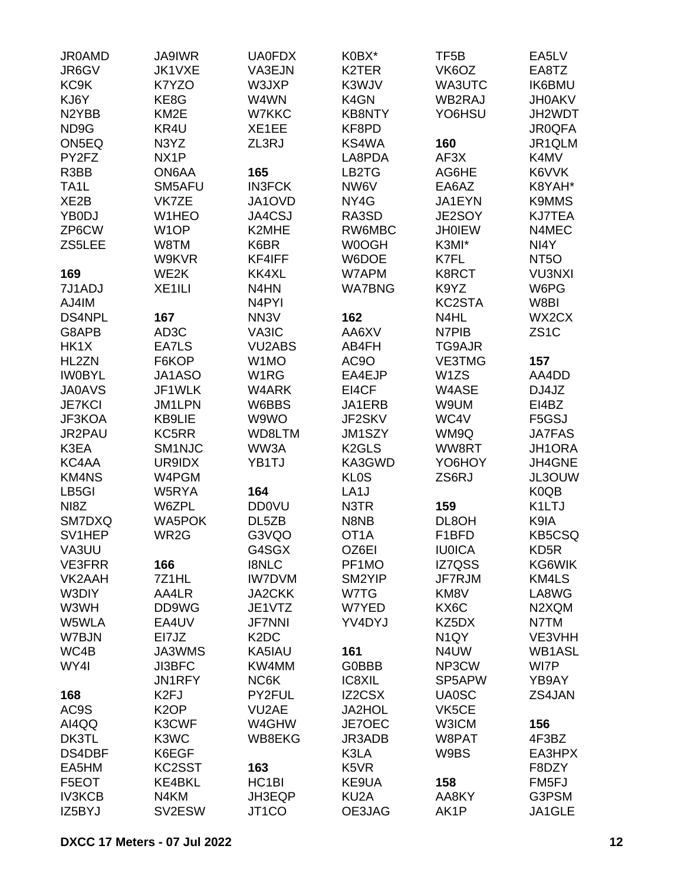JR0AMD
JR6GV
KC9K
KJ6Y
N2YBB
ND9G
ON5EQ
PY2FZ
R3BB
TA1L
XE2B
YB0DJ
ZP6CW
ZS5LEE

**169**

7J1ADJ
AJ4IM
DS4NPL
G8APB
HK1X
HL2ZN
IW0BYL
JA0AVS
JE7KCI
JF3KOA
JR2PAU
K3EA
KC4AA
KM4NS
LB5GI
NI8Z
SM7DXQ
SV1HEP
VA3UU
VE3FRR
VK2AAH
W3DIY
W3WH
W5WLA
W7BJN
WC4B
WY4I

**168**

AC9S
AI4QQ
DK3TL
DS4DBF
EA5HM
F5EOT
IV3KCB
IZ5BYJ
JA9IWR
JK1VXE
K7YZO
KE8G
KM2E
KR4U
N3YZ
NX1P
ON6AA
SM5AFU
VK7ZE
W1HEO
W1OP
W8TM
W9KVR
WE2K
XE1ILI

**167**

AD3C
EA7LS
F6KOP
JA1ASO
JF1WLK
JM1LPN
KB9LIE
KC5RR
SM1NJC
UR9IDX
W4PGM
W5RYA
W6ZPL
WA5POK
WR2G

**166**

7Z1HL
AA4LR
DD9WG
EA4UV
EI7JZ
JA3WMS
JI3BFC
JN1RFY
K2FJ
K2OP
K3CWF
K3WC
K6EGF
KC2SST
KE4BKL
N4KM
SV2ESW
UA0FDX
VA3EJN
W3JXP
W4WN
W7KKC
XE1EE
ZL3RJ

**165**

IN3FCK
JA1OVD
JA4CSJ
K2MHE
K6BR
KF4IFF
KK4XL
N4HN
N4PYI
NN3V
VA3IC
VU2ABS
W1MO
W1RG
W4ARK
W6BBS
W9WO
WD8LTM
WW3A
YB1TJ

**164**

DD0VU
DL5ZB
G3VQO
G4SGX
I8NLC
IW7DVM
JA2CKK
JE1VTZ
JF7NNI
K2DC
KA5IAU
KW4MM
NC6K
PY2FUL
VU2AE
W4GHW
WB8EKG

**163**

HC1BI
JH3EQP
JT1CO
K0BX*
K2TER
K3WJV
K4GN
KB8NTY
KF8PD
KS4WA
LA8PDA
LB2TG
NW6V
NY4G
RA3SD
RW6MBC
W0OGH
W6DOE
W7APM
WA7BNG

**162**

AA6XV
AB4FH
AC9O
EA4EJP
EI4CF
JA1ERB
JF2SKV
JM1SZY
K2GLS
KA3GWD
KL0S
LA1J
N3TR
N8NB
OT1A
OZ6EI
PF1MO
SM2YIP
W7TG
W7YED
YV4DYJ

**161**

G0BBB
IC8XIL
IZ2CSX
JA2HOL
JE7OEC
JR3ADB
K3LA
K5VR
KE9UA
KU2A
OE3JAG
TF5B
VK6OZ
WA3UTC
WB2RAJ
YO6HSU

**160**

AF3X
AG6HE
EA6AZ
JA1EYN
JE2SOY
JH0IEW
K3MI*
K7FL
K8RCT
K9YZ
KC2STA
N4HL
N7PIB
TG9AJR
VE3TMG
W1ZS
W4ASE
W9UM
WC4V
WM9Q
WW8RT
YO6HOY
ZS6RJ

**159**

DL8OH
F1BFD
IU0ICA
IZ7QSS
JF7RJM
KM8V
KX6C
KZ5DX
N1QY
N4UW
NP3CW
SP5APW
UA0SC
VK5CE
W3ICM
W8PAT
W9BS

**158**

AA8KY
AK1P
EA5LV
EA8TZ
IK6BMU
JH0AKV
JH2WDT
JR0QFA
JR1QLM
K4MV
K6VVK
K8YAH*
K9MMS
KJ7TEA
N4MEC
NI4Y
NT5O
VU3NXI
W6PG
W8BI
WX2CX
ZS1C

**157**

AA4DD
DJ4JZ
EI4BZ
F5GSJ
JA7FAS
JH1ORA
JH4GNE
JL3OUW
K0QB
K1LTJ
K9IA
KB5CSQ
KD5R
KG6WIK
KM4LS
LA8WG
N2XQM
N7TM
VE3VHH
WB1ASL
WI7P
YB9AY
ZS4JAN

**156**

4F3BZ
EA3HPX
F8DZY
FM5FJ
G3PSM
JA1GLE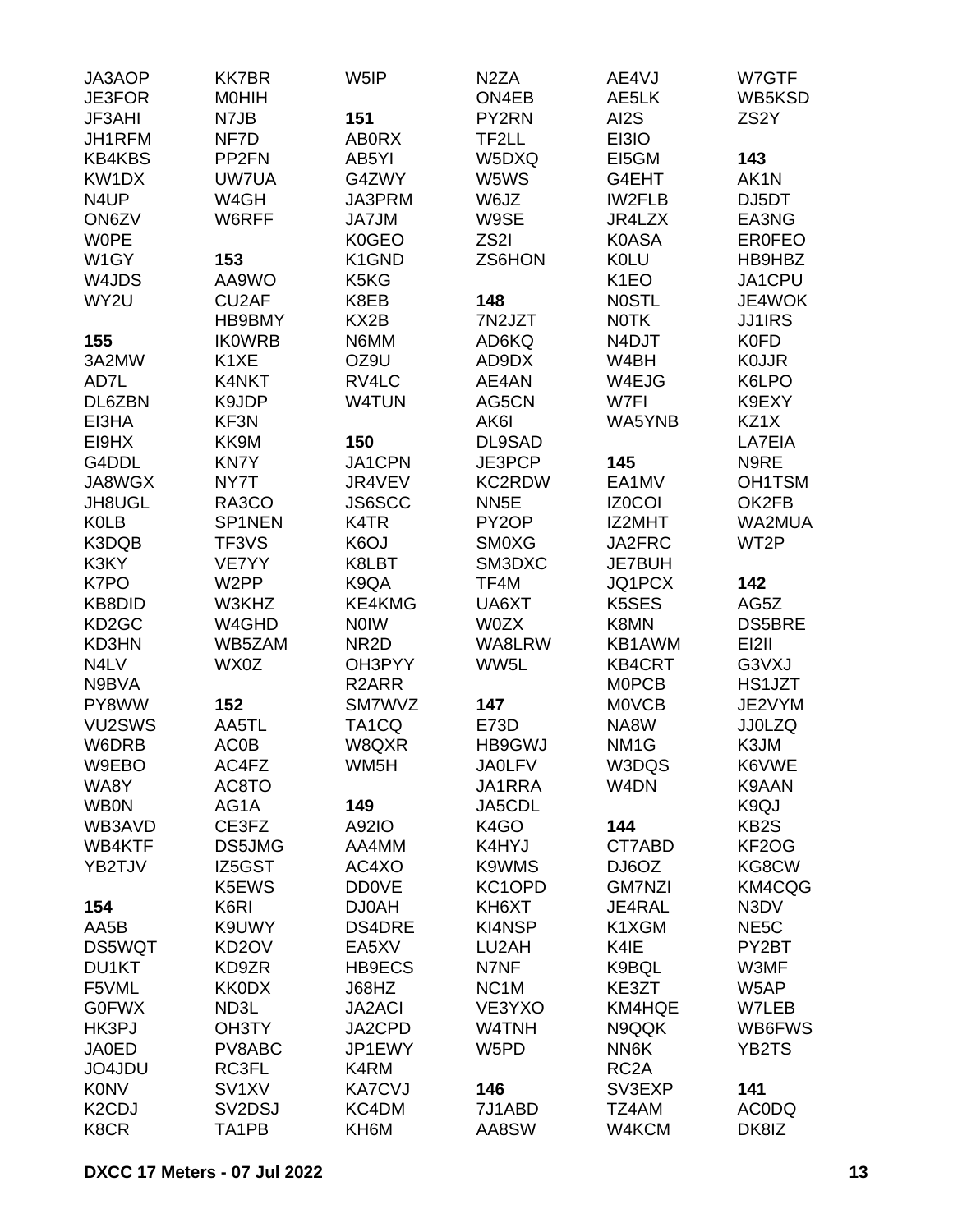JA3AOP
JE3FOR
JF3AHI
JH1RFM
KB4KBS
KW1DX
N4UP
ON6ZV
W0PE
W1GY
W4JDS
WY2U

**155**

3A2MW
AD7L
DL6ZBN
EI3HA
EI9HX
G4DDL
JA8WGX
JH8UGL
K0LB
K3DQB
K3KY
K7PO
KB8DID
KD2GC
KD3HN
N4LV
N9BVA
PY8WW
VU2SWS
W6DRB
W9EBO
WA8Y
WB0N
WB3AVD
WB4KTF
YB2TJV

**154**

AA5B
DS5WQT
DU1KT
F5VML
G0FWX
HK3PJ
JA0ED
JO4JDU
K0NV
K2CDJ
K8CR
KK7BR
M0HIH
N7JB
NF7D
PP2FN
UW7UA
W4GH
W6RFF

**153**

AA9WO
CU2AF
HB9BMY
IK0WRB
K1XE
K4NKT
K9JDP
KF3N
KK9M
KN7Y
NY7T
RA3CO
SP1NEN
TF3VS
VE7YY
W2PP
W3KHZ
W4GHD
WB5ZAM
WX0Z

**152**

AA5TL
AC0B
AC4FZ
AC8TO
AG1A
CE3FZ
DS5JMG
IZ5GST
K5EWS
K6RI
K9UWY
KD2OV
KD9ZR
KK0DX
ND3L
OH3TY
PV8ABC
RC3FL
SV1XV
SV2DSJ
TA1PB
W5IP

**151**

AB0RX
AB5YI
G4ZWY
JA3PRM
JA7JM
K0GEO
K1GND
K5KG
K8EB
KX2B
N6MM
OZ9U
RV4LC
W4TUN

**150**

JA1CPN
JR4VEV
JS6SCC
K4TR
K6OJ
K8LBT
K9QA
KE4KMG
N0IW
NR2D
OH3PYY
R2ARR
SM7WVZ
TA1CQ
W8QXR
WM5H

**149**

A92IO
AA4MM
AC4XO
DD0VE
DJ0AH
DS4DRE
EA5XV
HB9ECS
J68HZ
JA2ACI
JA2CPD
JP1EWY
K4RM
KA7CVJ
KC4DM
KH6M
N2ZA
ON4EB
PY2RN
TF2LL
W5DXQ
W5WS
W6JZ
W9SE
ZS2I
ZS6HON

**148**

7N2JZT
AD6KQ
AD9DX
AE4AN
AG5CN
AK6I
DL9SAD
JE3PCP
KC2RDW
NN5E
PY2OP
SM0XG
SM3DXC
TF4M
UA6XT
W0ZX
WA8LRW
WW5L

**147**

E73D
HB9GWJ
JA0LFV
JA1RRA
JA5CDL
K4GO
K4HYJ
K9WMS
KC1OPD
KH6XT
KI4NSP
LU2AH
N7NF
NC1M
VE3YXO
W4TNH
W5PD

**146**

7J1ABD
AA8SW
AE4VJ
AE5LK
AI2S
EI3IO
EI5GM
G4EHT
IW2FLB
JR4LZX
K0ASA
K0LU
K1EO
N0STL
N0TK
N4DJT
W4BH
W4EJG
W7FI
WA5YNB

**145**

EA1MV
IZ0COI
IZ2MHT
JA2FRC
JE7BUH
JQ1PCX
K5SES
K8MN
KB1AWM
KB4CRT
M0PCB
M0VCB
NA8W
NM1G
W3DQS
W4DN

**144**

CT7ABD
DJ6OZ
GM7NZI
JE4RAL
K1XGM
K4IE
K9BQL
KE3ZT
KM4HQE
N9QQK
NN6K
RC2A
SV3EXP
TZ4AM
W4KCM
W7GTF
WB5KSD
ZS2Y

**143**

AK1N
DJ5DT
EA3NG
ER0FEO
HB9HBZ
JA1CPU
JE4WOK
JJ1IRS
K0FD
K0JJR
K6LPO
K9EXY
KZ1X
LA7EIA
N9RE
OH1TSM
OK2FB
WA2MUA
WT2P

**142**

AG5Z
DS5BRE
EI2II
G3VXJ
HS1JZT
JE2VYM
JJ0LZQ
K3JM
K6VWE
K9AAN
K9QJ
KB2S
KF2OG
KG8CW
KM4CQG
N3DV
NE5C
PY2BT
W3MF
W5AP
W7LEB
WB6FWS
YB2TS

**141**

AC0DQ
DK8IZ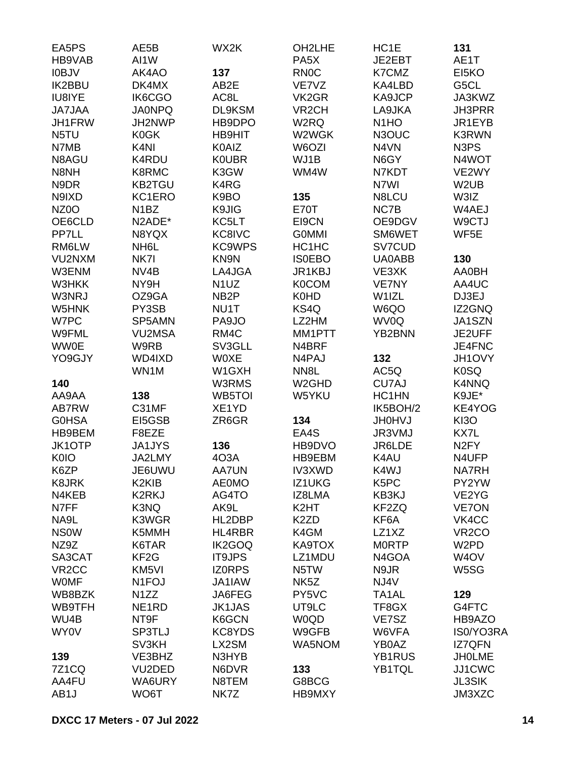EA5PS
HB9VAB
I0BJV
IK2BBU
IU8IYE
JA7JAA
JH1FRW
N5TU
N7MB
N8AGU
N8NH
N9DR
N9IXD
NZ0O
OE6CLD
PP7LL
RM6LW
VU2NXM
W3ENM
W3HKK
W3NRJ
W5HNK
W7PC
W9FML
WW0E
YO9GJY

**140**

AA9AA
AB7RW
G0HSA
HB9BEM
JK1OTP
K0IO
K6ZP
K8JRK
N4KEB
N7FF
NA9L
NS0W
NZ9Z
SA3CAT
VR2CC
W0MF
WB8BZK
WB9TFH
WU4B
WY0V

**139**

7Z1CQ
AA4FU
AB1J
AE5B
AI1W
AK4AO
DK4MX
IK6CGO
JA0NPQ
JH2NWP
K0GK
K4NI
K4RDU
K8RMC
KB2TGU
KC1ERO
N1BZ
N2ADE*
N8YQX
NH6L
NK7I
NV4B
NY9H
OZ9GA
PY3SB
SP5AMN
VU2MSA
W9RB
WD4IXD
WN1M

**138**

C31MF
EI5GSB
F8EZE
JA1JYS
JA2LMY
JE6UWU
K2KIB
K2RKJ
K3NQ
K3WGR
K5MMH
K6TAR
KF2G
KM5VI
N1FOJ
N1ZZ
NE1RD
NT9F
SP3TLJ
SV3KH
VE3BHZ
VU2DED
WA6URY
WO6T
WX2K

**137**

AB2E
AC8L
DL9KSM
HB9DPO
HB9HIT
K0AIZ
K0UBR
K3GW
K4RG
K9BO
K9JIG
KC5LT
KC8IVC
KC9WPS
KN9N
LA4JGA
N1UZ
NB2P
NU1T
PA9JO
RM4C
SV3GLL
W0XE
W1GXH
W3RMS
WB5TOI
XE1YD
ZR6GR

**136**

4O3A
AA7UN
AE0MO
AG4TO
AK9L
HL2DBP
HL4RBR
IK2GOQ
IT9JPS
IZ0RPS
JA1IAW
JA6FEG
JK1JAS
K6GCN
KC8YDS
LX2SM
N3HYB
N6DVR
N8TEM
NK7Z
OH2LHE
PA5X
RN0C
VE7VZ
VK2GR
VR2CH
W2RQ
W2WGK
W6OZI
WJ1B
WM4W

**135**

E70T
EI9CN
G0MMI
HC1HC
IS0EBO
JR1KBJ
K0COM
K0HD
KS4Q
LZ2HM
MM1PTT
N4BRF
N4PAJ
NN8L
W2GHD
W5YKU

**134**

EA4S
HB9DVO
HB9EBM
IV3XWD
IZ1UKG
IZ8LMA
K2HT
K2ZD
K4GM
KA9TOX
LZ1MDU
N5TW
NK5Z
PY5VC
UT9LC
W0QD
W9GFB
WA5NOM

**133**

G8BCG
HB9MXY
HC1E
JE2EBT
K7CMZ
KA4LBD
KA9JCP
LA9JKA
N1HO
N3OUC
N4VN
N6GY
N7KDT
N7WI
N8LCU
NC7B
OE9DGV
SM6WET
SV7CUD
UA0ABB
VE3XK
VE7NY
W1IZL
W6QO
WV0Q
YB2BNN

**132**

AC5Q
CU7AJ
HC1HN
IK5BOH/2
JH0HVJ
JR3VMJ
JR6LDE
K4AU
K4WJ
K5PC
KB3KJ
KF2ZQ
KF6A
LZ1XZ
M0RTP
N4GOA
N9JR
NJ4V
TA1AL
TF8GX
VE7SZ
W6VFA
YB0AZ
YB1RUS
YB1TQL

**131**

AE1T
EI5KO
G5CL
JA3KWZ
JH3PRR
JR1EYB
K3RWN
N3PS
N4WOT
VE2WY
W2UB
W3IZ
W4AEJ
W9CTJ
WF5E

**130**

AA0BH
AA4UC
DJ3EJ
IZ2GNQ
JA1SZN
JE2UFF
JE4FNC
JH1OVY
K0SQ
K4NNQ
K9JE*
KE4YOG
KI3O
KX7L
N2FY
N4UFP
NA7RH
PY2YW
VE2YG
VE7ON
VK4CC
VR2CO
W2PD
W4OV
W5SG

**129**

G4FTC
HB9AZO
IS0/YO3RA
IZ7QFN
JH0LME
JJ1CWC
JL3SIK
JM3XZC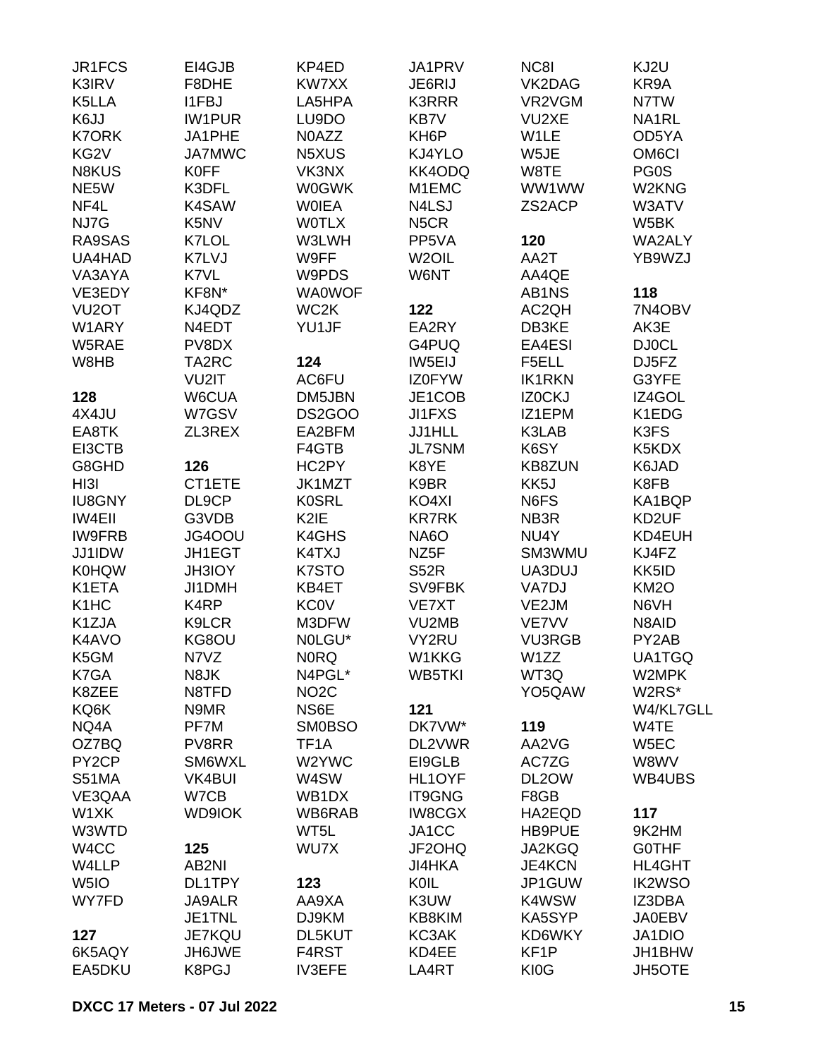JR1FCS
K3IRV
K5LLA
K6JJ
K7ORK
KG2V
N8KUS
NE5W
NF4L
NJ7G
RA9SAS
UA4HAD
VA3AYA
VE3EDY
VU2OT
W1ARY
W5RAE
W8HB

**128**
4X4JU
EA8TK
EI3CTB
G8GHD
HI3I
IU8GNY
IW4EII
IW9FRB
JJ1IDW
K0HQW
K1ETA
K1HC
K1ZJA
K4AVO
K5GM
K7GA
K8ZEE
KQ6K
NQ4A
OZ7BQ
PY2CP
S51MA
VE3QAA
W1XK
W3WTD
W4CC
W4LLP
W5IO
WY7FD

**127**
6K5AQY
EA5DKU
EI4GJB
F8DHE
I1FBJ
IW1PUR
JA1PHE
JA7MWC
K0FF
K3DFL
K4SAW
K5NV
K7LOL
K7LVJ
K7VL
KF8N*
KJ4QDZ
N4EDT
PV8DX
TA2RC
VU2IT
W6CUA
W7GSV
ZL3REX

**126**
CT1ETE
DL9CP
G3VDB
JG4OOU
JH1EGT
JH3IOY
JI1DMH
K4RP
K9LCR
KG8OU
N7VZ
N8JK
N8TFD
N9MR
PF7M
PV8RR
SM6WXL
VK4BUI
W7CB
WD9IOK

**125**
AB2NI
DL1TPY
JA9ALR
JE1TNL
JE7KQU
JH6JWE
K8PGJ
KP4ED
KW7XX
LA5HPA
LU9DO
N0AZZ
N5XUS
VK3NX
W0GWK
W0IEA
W0TLX
W3LWH
W9FF
W9PDS
WA0WOF
WC2K
YU1JF

**124**
AC6FU
DM5JBN
DS2GOO
EA2BFM
F4GTB
HC2PY
JK1MZT
K0SRL
K2IE
K4GHS
K4TXJ
K7STO
KB4ET
KC0V
M3DFW
N0LGU*
N0RQ
N4PGL*
NO2C
NS6E
SM0BSO
TF1A
W2YWC
W4SW
WB1DX
WB6RAB
WT5L
WU7X

**123**
AA9XA
DJ9KM
DL5KUT
F4RST
IV3EFE
JA1PRV
JE6RIJ
K3RRR
KB7V
KH6P
KJ4YLO
KK4ODQ
M1EMC
N4LSJ
N5CR
PP5VA
W2OIL
W6NT

**122**
EA2RY
G4PUQ
IW5EIJ
IZ0FYW
JE1COB
JI1FXS
JJ1HLL
JL7SNM
K8YE
K9BR
KO4XI
KR7RK
NA6O
NZ5F
S52R
SV9FBK
VE7XT
VU2MB
VY2RU
W1KKG
WB5TKI

**121**
DK7VW*
DL2VWR
EI9GLB
HL1OYF
IT9GNG
IW8CGX
JA1CC
JF2OHQ
JI4HKA
K0IL
K3UW
KB8KIM
KC3AK
KD4EE
LA4RT
NC8I
VK2DAG
VR2VGM
VU2XE
W1LE
W5JE
W8TE
WW1WW
ZS2ACP

**120**
AA2T
AA4QE
AB1NS
AC2QH
DB3KE
EA4ESI
F5ELL
IK1RKN
IZ0CKJ
IZ1EPM
K3LAB
K6SY
KB8ZUN
KK5J
N6FS
NB3R
NU4Y
SM3WMU
UA3DUJ
VA7DJ
VE2JM
VE7VV
VU3RGB
W1ZZ
WT3Q
YO5QAW

**119**
AA2VG
AC7ZG
DL2OW
F8GB
HA2EQD
HB9PUE
JA2KGQ
JE4KCN
JP1GUW
K4WSW
KA5SYP
KD6WKY
KF1P
KI0G
KJ2U
KR9A
N7TW
NA1RL
OD5YA
OM6CI
PG0S
W2KNG
W3ATV
W5BK
WA2ALY
YB9WZJ

**118**
7N4OBV
AK3E
DJ0CL
DJ5FZ
G3YFE
IZ4GOL
K1EDG
K3FS
K5KDX
K6JAD
K8FB
KA1BQP
KD2UF
KD4EUH
KJ4FZ
KK5ID
KM2O
N6VH
N8AID
PY2AB
UA1TGQ
W2MPK
W2RS*
W4/KL7GLL
W4TE
W5EC
W8WV
WB4UBS

**117**
9K2HM
G0THF
HL4GHT
IK2WSO
IZ3DBA
JA0EBV
JA1DIO
JH1BHW
JH5OTE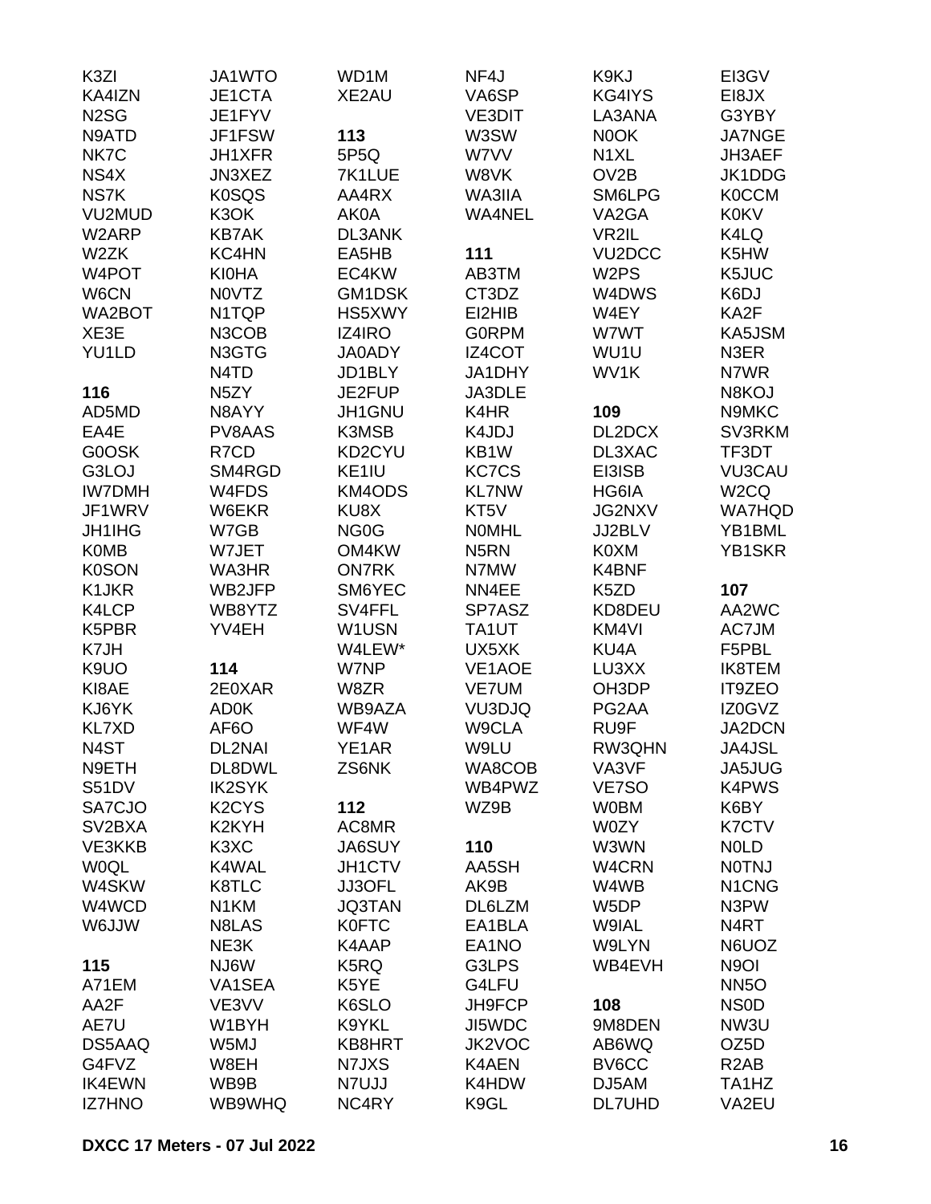K3ZI
KA4IZN
N2SG
N9ATD
NK7C
NS4X
NS7K
VU2MUD
W2ARP
W2ZK
W4POT
W6CN
WA2BOT
XE3E
YU1LD

**116**
AD5MD
EA4E
G0OSK
G3LOJ
IW7DMH
JF1WRV
JH1IHG
K0MB
K0SON
K1JKR
K4LCP
K5PBR
K7JH
K9UO
KI8AE
KJ6YK
KL7XD
N4ST
N9ETH
S51DV
SA7CJO
SV2BXA
VE3KKB
W0QL
W4SKW
W4WCD
W6JJW

**115**
A71EM
AA2F
AE7U
DS5AAQ
G4FVZ
IK4EWN
IZ7HNO
JA1WTO
JE1CTA
JE1FYV
JF1FSW
JH1XFR
JN3XEZ
K0SQS
K3OK
KB7AK
KC4HN
KI0HA
N0VTZ
N1TQP
N3COB
N3GTG
N4TD
N5ZY
N8AYY
PV8AAS
R7CD
SM4RGD
W4FDS
W6EKR
W7GB
W7JET
WA3HR
WB2JFP
WB8YTZ
YV4EH

**114**
2E0XAR
AD0K
AF6O
DL2NAI
DL8DWL
IK2SYK
K2CYS
K2KYH
K3XC
K4WAL
K8TLC
N1KM
N8LAS
NE3K
NJ6W
VA1SEA
VE3VV
W1BYH
W5MJ
W8EH
WB9B
WB9WHQ
WD1M
XE2AU

**113**
5P5Q
7K1LUE
AA4RX
AK0A
DL3ANK
EA5HB
EC4KW
GM1DSK
HS5XWY
IZ4IRO
JA0ADY
JD1BLY
JE2FUP
JH1GNU
K3MSB
KD2CYU
KE1IU
KM4ODS
KU8X
NG0G
OM4KW
ON7RK
SM6YEC
SV4FFL
W1USN
W4LEW*
W7NP
W8ZR
WB9AZA
WF4W
YE1AR
ZS6NK

**112**
AC8MR
JA6SUY
JH1CTV
JJ3OFL
JQ3TAN
K0FTC
K4AAP
K5RQ
K5YE
K6SLO
K9YKL
KB8HRT
N7JXS
N7UJJ
NC4RY
NF4J
VA6SP
VE3DIT
W3SW
W7VV
W8VK
WA3IIA
WA4NEL

**111**
AB3TM
CT3DZ
EI2HIB
G0RPM
IZ4COT
JA1DHY
JA3DLE
K4HR
K4JDJ
KB1W
KC7CS
KL7NW
KT5V
N0MHL
N5RN
N7MW
NN4EE
SP7ASZ
TA1UT
UX5XK
VE1AOE
VE7UM
VU3DJQ
W9CLA
W9LU
WA8COB
WB4PWZ
WZ9B

**110**
AA5SH
AK9B
DL6LZM
EA1BLA
EA1NO
G3LPS
G4LFU
JH9FCP
JI5WDC
JK2VOC
K4AEN
K4HDW
K9GL
K9KJ
KG4IYS
LA3ANA
N0OK
N1XL
OV2B
SM6LPG
VA2GA
VR2IL
VU2DCC
W2PS
W4DWS
W4EY
W7WT
WU1U
WV1K

**109**
DL2DCX
DL3XAC
EI3ISB
HG6IA
JG2NXV
JJ2BLV
K0XM
K4BNF
K5ZD
KD8DEU
KM4VI
KU4A
LU3XX
OH3DP
PG2AA
RU9F
RW3QHN
VA3VF
VE7SO
W0BM
W0ZY
W3WN
W4CRN
W4WB
W5DP
W9IAL
W9LYN
WB4EVH

**108**
9M8DEN
AB6WQ
BV6CC
DJ5AM
DL7UHD
EI3GV
EI8JX
G3YBY
JA7NGE
JH3AEF
JK1DDG
K0CCM
K0KV
K4LQ
K5HW
K5JUC
K6DJ
KA2F
KA5JSM
N3ER
N7WR
N8KOJ
N9MKC
SV3RKM
TF3DT
VU3CAU
W2CQ
WA7HQD
YB1BML
YB1SKR

**107**
AA2WC
AC7JM
F5PBL
IK8TEM
IT9ZEO
IZ0GVZ
JA2DCN
JA4JSL
JA5JUG
K4PWS
K6BY
K7CTV
N0LD
N0TNJ
N1CNG
N3PW
N4RT
N6UOZ
N9OI
NN5O
NS0D
NW3U
OZ5D
R2AB
TA1HZ
VA2EU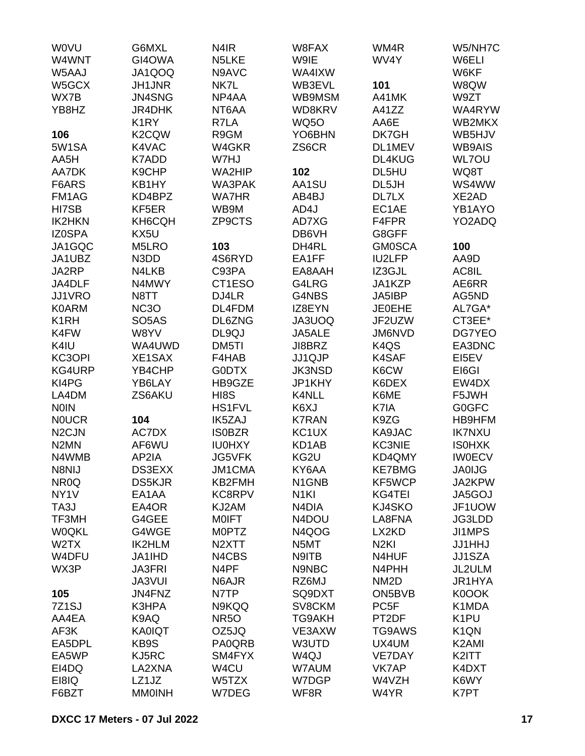W0VU
W4WNT
W5AAJ
W5GCX
WX7B
YB8HZ

**106**
5W1SA
AA5H
AA7DK
F6ARS
FM1AG
HI7SB
IK2HKN
IZ0SPA
JA1GQC
JA1UBZ
JA2RP
JA4DLF
JJ1VRO
K0ARM
K1RH
K4FW
K4IU
KC3OPI
KG4URP
KI4PG
LA4DM
N0IN
N0UCR
N2CJN
N2MN
N4WMB
N8NIJ
NR0Q
NY1V
TA3J
TF3MH
W0QKL
W2TX
W4DFU
WX3P

**105**
7Z1SJ
AA4EA
AF3K
EA5DPL
EA5WP
EI4DQ
EI8IQ
F6BZT
G6MXL
GI4OWA
JA1QOQ
JH1JNR
JN4SNG
JR4DHK
K1RY
K2CQW
K4VAC
K7ADD
K9CHP
KB1HY
KD4BPZ
KF5ER
KH6CQH
KX5U
M5LRO
N3DD
N4LKB
N4MWY
N8TT
NC3O
SO5AS
W8YV
WA4UWD
XE1SAX
YB4CHP
YB6LAY
ZS6AKU

**104**
AC7DX
AF6WU
AP2IA
DS3EXX
DS5KJR
EA1AA
EA4OR
G4GEE
G4WGE
IK2HLM
JA1IHD
JA3FRI
JA3VUI
JN4FNZ
K3HPA
K9AQ
KA0IQT
KB9S
KJ5RC
LA2XNA
LZ1JZ
MM0INH
N4IR
N5LKE
N9AVC
NK7L
NP4AA
NT6AA
R7LA
R9GM
W4GKR
W7HJ
WA2HIP
WA3PAK
WA7HR
WB9M
ZP9CTS

**103**
4S6RYD
C93PA
CT1ESO
DJ4LR
DL4FDM
DL6ZNG
DL9QJ
DM5TI
F4HAB
G0DTX
HB9GZE
HI8S
HS1FVL
IK5ZAJ
IS0BZR
IU0HXY
JG5VFK
JM1CMA
KB2FMH
KC8RPV
KJ2AM
M0IFT
M0PTZ
N2XTT
N4CBS
N4PF
N6AJR
N7TP
N9KQQ
NR5O
OZ5JQ
PA0QRB
SM4FYX
W4CU
W5TZX
W7DEG
W8FAX
W9IE
WA4IXW
WB3EVL
WB9MSM
WD8KRV
WQ5O
YO6BHN
ZS6CR

**102**
AA1SU
AB4BJ
AD4J
AD7XG
DB6VH
DH4RL
EA1FF
EA8AAH
G4LRG
G4NBS
IZ8EYN
JA3UOQ
JA5ALE
JI8BRZ
JJ1QJP
JK3NSD
JP1KHY
K4NLL
K6XJ
K7RAN
KC1UX
KD1AB
KG2U
KY6AA
N1GNB
N1KI
N4DIA
N4DOU
N4QOG
N5MT
N9ITB
N9NBC
RZ6MJ
SQ9DXT
SV8CKM
TG9AKH
VE3AXW
W3UTD
W4QJ
W7AUM
W7DGP
WF8R
WM4R
WV4Y

**101**
A41MK
A41ZZ
AA6E
DK7GH
DL1MEV
DL4KUG
DL5HU
DL5JH
DL7LX
EC1AE
F4FPR
G8GFF
GM0SCA
IU2LFP
IZ3GJL
JA1KZP
JA5IBP
JE0EHE
JF2UZW
JM6NVD
K4QS
K4SAF
K6CW
K6DEX
K6ME
K7IA
K9ZG
KA9JAC
KC3NIE
KD4QMY
KE7BMG
KF5WCP
KG4TEI
KJ4SKO
LA8FNA
LX2KD
N2KI
N4HUF
N4PHH
NM2D
ON5BVB
PC5F
PT2DF
TG9AWS
UX4UM
VE7DAY
VK7AP
W4VZH
W4YR
W5/NH7C
W6ELI
W6KF
W8QW
W9ZT
WA4RYW
WB2MKX
WB5HJV
WB9AIS
WL7OU
WQ8T
WS4WW
XE2AD
YB1AYO
YO2ADQ

**100**
AA9D
AC8IL
AE6RR
AG5ND
AL7GA*
CT3EE*
DG7YEO
EA3DNC
EI5EV
EI6GI
EW4DX
F5JWH
G0GFC
HB9HFM
IK7NXU
IS0HXK
IW0ECV
JA0IJG
JA2KPW
JA5GOJ
JF1UOW
JG3LDD
JI1MPS
JJ1HHJ
JJ1SZA
JL2ULM
JR1HYA
K0OOK
K1MDA
K1PU
K1QN
K2AMI
K2ITT
K4DXT
K6WY
K7PT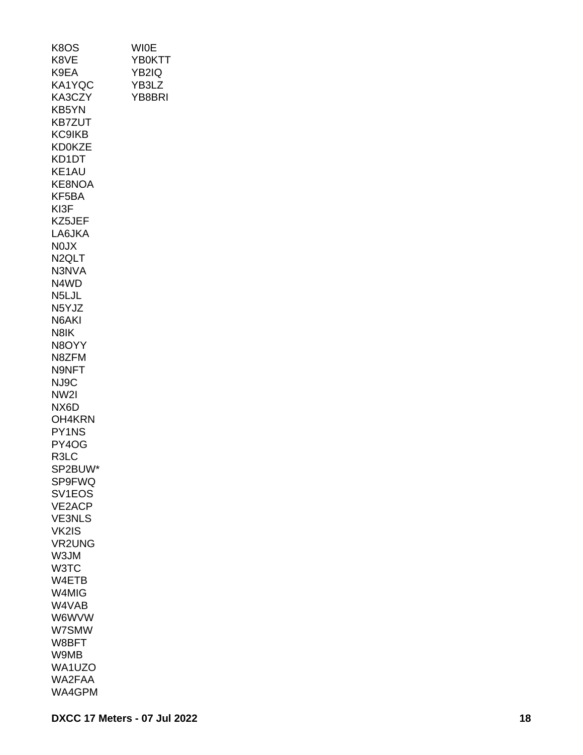K8OS
K8VE
K9EA
KA1YQC
KA3CZY
KB5YN
KB7ZUT
KC9IKB
KD0KZE
KD1DT
KE1AU
KE8NOA
KF5BA
KI3F
KZ5JEF
LA6JKA
N0JX
N2QLT
N3NVA
N4WD
N5LJL
N5YJZ
N6AKI
N8IK
N8OYY
N8ZFM
N9NFT
NJ9C
NW2I
NX6D
OH4KRN
PY1NS
PY4OG
R3LC
SP2BUW*
SP9FWQ
SV1EOS
VE2ACP
VE3NLS
VK2IS
VR2UNG
W3JM
W3TC
W4ETB
W4MIG
W4VAB
W6WVW
W7SMW
W8BFT
W9MB
WA1UZO
WA2FAA
WA4GPM
WI0E
YB0KTT
YB2IQ
YB3LZ
YB8BRI